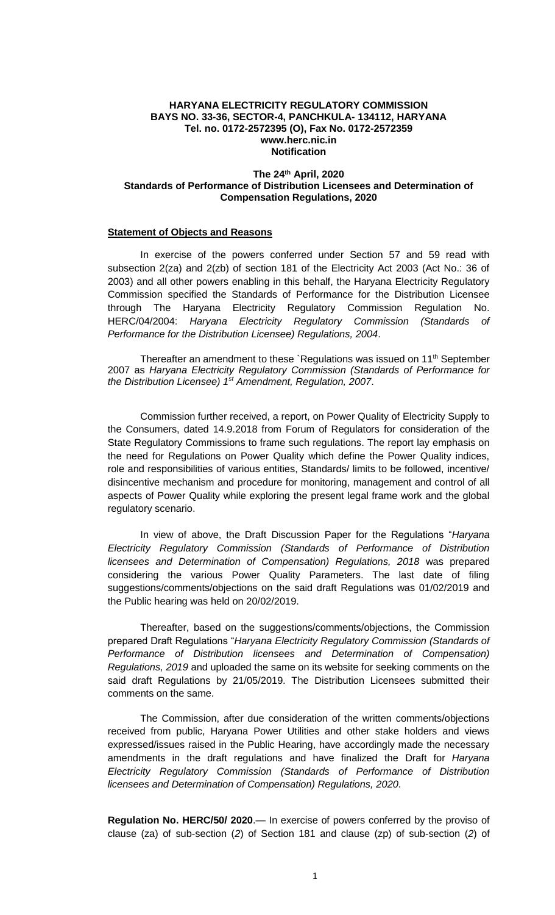**HARYANA ELECTRICITY REGULATORY COMMISSION**
**BAYS NO. 33-36, SECTOR-4, PANCHKULA- 134112, HARYANA**
**Tel. no. 0172-2572395 (O), Fax No. 0172-2572359**
**www.herc.nic.in**
**Notification**

**The 24th April, 2020**
**Standards of Performance of Distribution Licensees and Determination of Compensation Regulations, 2020**

**Statement of Objects and Reasons**

In exercise of the powers conferred under Section 57 and 59 read with subsection 2(za) and 2(zb) of section 181 of the Electricity Act 2003 (Act No.: 36 of 2003) and all other powers enabling in this behalf, the Haryana Electricity Regulatory Commission specified the Standards of Performance for the Distribution Licensee through The Haryana Electricity Regulatory Commission Regulation No. HERC/04/2004: *Haryana Electricity Regulatory Commission (Standards of Performance for the Distribution Licensee) Regulations, 2004*.

Thereafter an amendment to these `Regulations was issued on 11th September 2007 as *Haryana Electricity Regulatory Commission (Standards of Performance for the Distribution Licensee) 1st Amendment, Regulation, 2007*.

Commission further received, a report, on Power Quality of Electricity Supply to the Consumers, dated 14.9.2018 from Forum of Regulators for consideration of the State Regulatory Commissions to frame such regulations. The report lay emphasis on the need for Regulations on Power Quality which define the Power Quality indices, role and responsibilities of various entities, Standards/ limits to be followed, incentive/ disincentive mechanism and procedure for monitoring, management and control of all aspects of Power Quality while exploring the present legal frame work and the global regulatory scenario.

In view of above, the Draft Discussion Paper for the Regulations "*Haryana Electricity Regulatory Commission (Standards of Performance of Distribution licensees and Determination of Compensation) Regulations, 2018* was prepared considering the various Power Quality Parameters. The last date of filing suggestions/comments/objections on the said draft Regulations was 01/02/2019 and the Public hearing was held on 20/02/2019.

Thereafter, based on the suggestions/comments/objections, the Commission prepared Draft Regulations "*Haryana Electricity Regulatory Commission (Standards of Performance of Distribution licensees and Determination of Compensation) Regulations, 2019* and uploaded the same on its website for seeking comments on the said draft Regulations by 21/05/2019. The Distribution Licensees submitted their comments on the same.

The Commission, after due consideration of the written comments/objections received from public, Haryana Power Utilities and other stake holders and views expressed/issues raised in the Public Hearing, have accordingly made the necessary amendments in the draft regulations and have finalized the Draft for *Haryana Electricity Regulatory Commission (Standards of Performance of Distribution licensees and Determination of Compensation) Regulations, 2020*.

**Regulation No. HERC/50/ 2020**.— In exercise of powers conferred by the proviso of clause (za) of sub-section (*2*) of Section 181 and clause (zp) of sub-section (*2*) of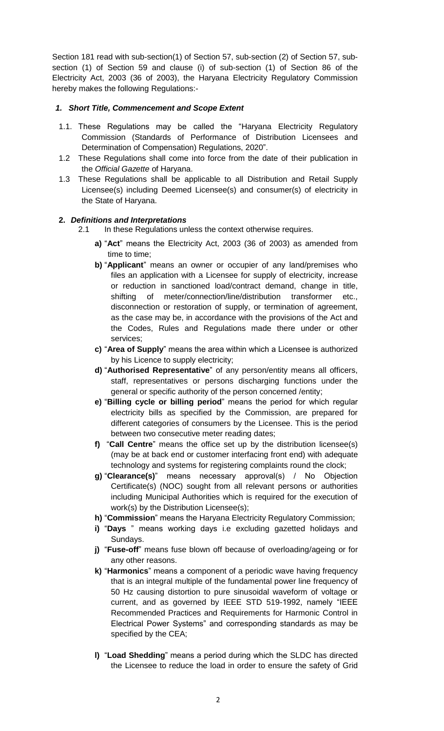Section 181 read with sub-section(1) of Section 57, sub-section (2) of Section 57, sub-section (1) of Section 59 and clause (i) of sub-section (1) of Section 86 of the Electricity Act, 2003 (36 of 2003), the Haryana Electricity Regulatory Commission hereby makes the following Regulations:-

### *1. Short Title, Commencement and Scope Extent*

1.1. These Regulations may be called the "Haryana Electricity Regulatory Commission (Standards of Performance of Distribution Licensees and Determination of Compensation) Regulations, 2020".

1.2 These Regulations shall come into force from the date of their publication in the *Official Gazette* of Haryana.

1.3 These Regulations shall be applicable to all Distribution and Retail Supply Licensee(s) including Deemed Licensee(s) and consumer(s) of electricity in the State of Haryana.

### **2.** *Definitions and Interpretations*

2.1 In these Regulations unless the context otherwise requires.

**a)** "**Act**" means the Electricity Act, 2003 (36 of 2003) as amended from time to time;

**b)** "**Applicant**" means an owner or occupier of any land/premises who files an application with a Licensee for supply of electricity, increase or reduction in sanctioned load/contract demand, change in title, shifting of meter/connection/line/distribution transformer etc., disconnection or restoration of supply, or termination of agreement, as the case may be, in accordance with the provisions of the Act and the Codes, Rules and Regulations made there under or other services;

**c)** "**Area of Supply**" means the area within which a Licensee is authorized by his Licence to supply electricity;

**d)** "**Authorised Representative**" of any person/entity means all officers, staff, representatives or persons discharging functions under the general or specific authority of the person concerned /entity;

**e)** "**Billing cycle or billing period**" means the period for which regular electricity bills as specified by the Commission, are prepared for different categories of consumers by the Licensee. This is the period between two consecutive meter reading dates;

**f)** "**Call Centre**" means the office set up by the distribution licensee(s) (may be at back end or customer interfacing front end) with adequate technology and systems for registering complaints round the clock;

**g)** "**Clearance(s)**" means necessary approval(s) / No Objection Certificate(s) (NOC) sought from all relevant persons or authorities including Municipal Authorities which is required for the execution of work(s) by the Distribution Licensee(s);

**h)** "**Commission**" means the Haryana Electricity Regulatory Commission;

**i)** "**Days** " means working days i.e excluding gazetted holidays and Sundays.

**j)** "**Fuse-off**" means fuse blown off because of overloading/ageing or for any other reasons.

**k)** "**Harmonics**" means a component of a periodic wave having frequency that is an integral multiple of the fundamental power line frequency of 50 Hz causing distortion to pure sinusoidal waveform of voltage or current, and as governed by IEEE STD 519-1992, namely "IEEE Recommended Practices and Requirements for Harmonic Control in Electrical Power Systems" and corresponding standards as may be specified by the CEA;

**l)** "**Load Shedding**" means a period during which the SLDC has directed the Licensee to reduce the load in order to ensure the safety of Grid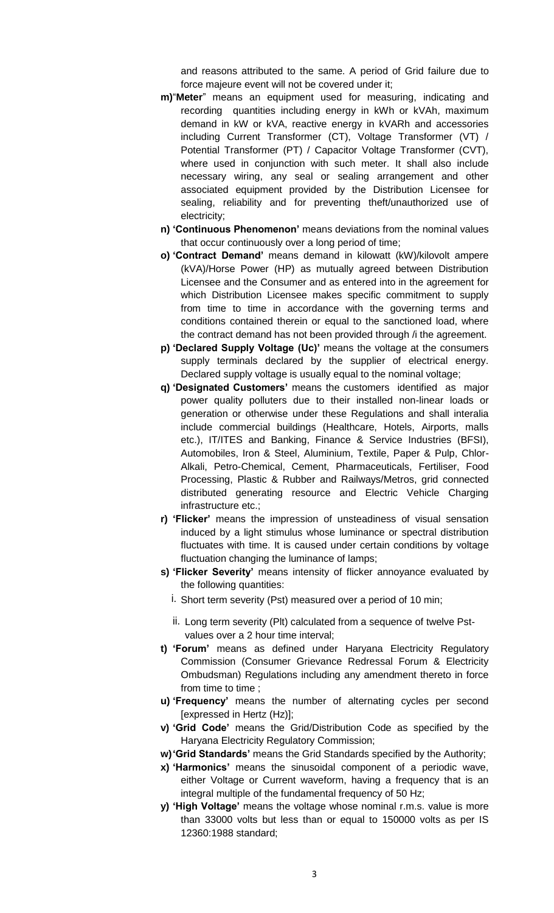and reasons attributed to the same. A period of Grid failure due to force majeure event will not be covered under it;

- **m)** "**Meter**" means an equipment used for measuring, indicating and recording quantities including energy in kWh or kVAh, maximum demand in kW or kVA, reactive energy in kVARh and accessories including Current Transformer (CT), Voltage Transformer (VT) / Potential Transformer (PT) / Capacitor Voltage Transformer (CVT), where used in conjunction with such meter. It shall also include necessary wiring, any seal or sealing arrangement and other associated equipment provided by the Distribution Licensee for sealing, reliability and for preventing theft/unauthorized use of electricity;
- **n) 'Continuous Phenomenon'** means deviations from the nominal values that occur continuously over a long period of time;
- **o) 'Contract Demand'** means demand in kilowatt (kW)/kilovolt ampere (kVA)/Horse Power (HP) as mutually agreed between Distribution Licensee and the Consumer and as entered into in the agreement for which Distribution Licensee makes specific commitment to supply from time to time in accordance with the governing terms and conditions contained therein or equal to the sanctioned load, where the contract demand has not been provided through /i the agreement.
- **p) 'Declared Supply Voltage (Uc)'** means the voltage at the consumers supply terminals declared by the supplier of electrical energy. Declared supply voltage is usually equal to the nominal voltage;
- **q) 'Designated Customers'** means the customers identified as major power quality polluters due to their installed non-linear loads or generation or otherwise under these Regulations and shall interalia include commercial buildings (Healthcare, Hotels, Airports, malls etc.), IT/ITES and Banking, Finance & Service Industries (BFSI), Automobiles, Iron & Steel, Aluminium, Textile, Paper & Pulp, Chlor-Alkali, Petro-Chemical, Cement, Pharmaceuticals, Fertiliser, Food Processing, Plastic & Rubber and Railways/Metros, grid connected distributed generating resource and Electric Vehicle Charging infrastructure etc.;
- **r) 'Flicker'** means the impression of unsteadiness of visual sensation induced by a light stimulus whose luminance or spectral distribution fluctuates with time. It is caused under certain conditions by voltage fluctuation changing the luminance of lamps;
- **s) 'Flicker Severity'** means intensity of flicker annoyance evaluated by the following quantities:
  - i. Short term severity (Pst) measured over a period of 10 min;
  - ii. Long term severity (Plt) calculated from a sequence of twelve Pst-values over a 2 hour time interval;
- **t) 'Forum'** means as defined under Haryana Electricity Regulatory Commission (Consumer Grievance Redressal Forum & Electricity Ombudsman) Regulations including any amendment thereto in force from time to time ;
- **u) 'Frequency'** means the number of alternating cycles per second [expressed in Hertz (Hz)];
- **v) 'Grid Code'** means the Grid/Distribution Code as specified by the Haryana Electricity Regulatory Commission;
- **w) 'Grid Standards'** means the Grid Standards specified by the Authority;
- **x) 'Harmonics'** means the sinusoidal component of a periodic wave, either Voltage or Current waveform, having a frequency that is an integral multiple of the fundamental frequency of 50 Hz;
- **y) 'High Voltage'** means the voltage whose nominal r.m.s. value is more than 33000 volts but less than or equal to 150000 volts as per IS 12360:1988 standard;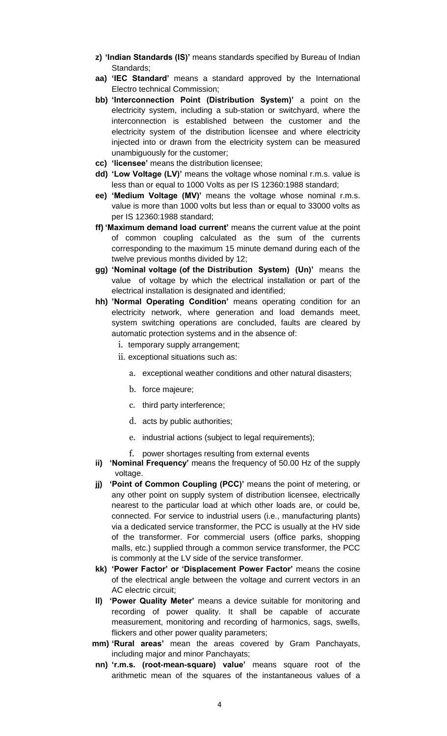- **z) 'Indian Standards (IS)'** means standards specified by Bureau of Indian Standards;
- **aa) 'IEC Standard'** means a standard approved by the International Electro technical Commission;
- **bb) 'Interconnection Point (Distribution System)'** a point on the electricity system, including a sub-station or switchyard, where the interconnection is established between the customer and the electricity system of the distribution licensee and where electricity injected into or drawn from the electricity system can be measured unambiguously for the customer;
- **cc) 'licensee'** means the distribution licensee;
- **dd) 'Low Voltage (LV)'** means the voltage whose nominal r.m.s. value is less than or equal to 1000 Volts as per IS 12360:1988 standard;
- **ee) 'Medium Voltage (MV)'** means the voltage whose nominal r.m.s. value is more than 1000 volts but less than or equal to 33000 volts as per IS 12360:1988 standard;
- **ff) 'Maximum demand load current'** means the current value at the point of common coupling calculated as the sum of the currents corresponding to the maximum 15 minute demand during each of the twelve previous months divided by 12;
- **gg) 'Nominal voltage (of the Distribution System) (Un)'** means the value of voltage by which the electrical installation or part of the electrical installation is designated and identified;
- **hh) 'Normal Operating Condition'** means operating condition for an electricity network, where generation and load demands meet, system switching operations are concluded, faults are cleared by automatic protection systems and in the absence of:
  - i. temporary supply arrangement;
  - ii. exceptional situations such as:
    - a. exceptional weather conditions and other natural disasters;
    - b. force majeure;
    - c. third party interference;
    - d. acts by public authorities;
    - e. industrial actions (subject to legal requirements);
    - f. power shortages resulting from external events
- **ii) 'Nominal Frequency'** means the frequency of 50.00 Hz of the supply voltage.
- **jj) 'Point of Common Coupling (PCC)'** means the point of metering, or any other point on supply system of distribution licensee, electrically nearest to the particular load at which other loads are, or could be, connected. For service to industrial users (i.e., manufacturing plants) via a dedicated service transformer, the PCC is usually at the HV side of the transformer. For commercial users (office parks, shopping malls, etc.) supplied through a common service transformer, the PCC is commonly at the LV side of the service transformer.
- **kk) 'Power Factor' or 'Displacement Power Factor'** means the cosine of the electrical angle between the voltage and current vectors in an AC electric circuit;
- **ll) 'Power Quality Meter'** means a device suitable for monitoring and recording of power quality. It shall be capable of accurate measurement, monitoring and recording of harmonics, sags, swells, flickers and other power quality parameters;
- **mm) 'Rural areas'** mean the areas covered by Gram Panchayats, including major and minor Panchayats;
- **nn) 'r.m.s. (root-mean-square) value'** means square root of the arithmetic mean of the squares of the instantaneous values of a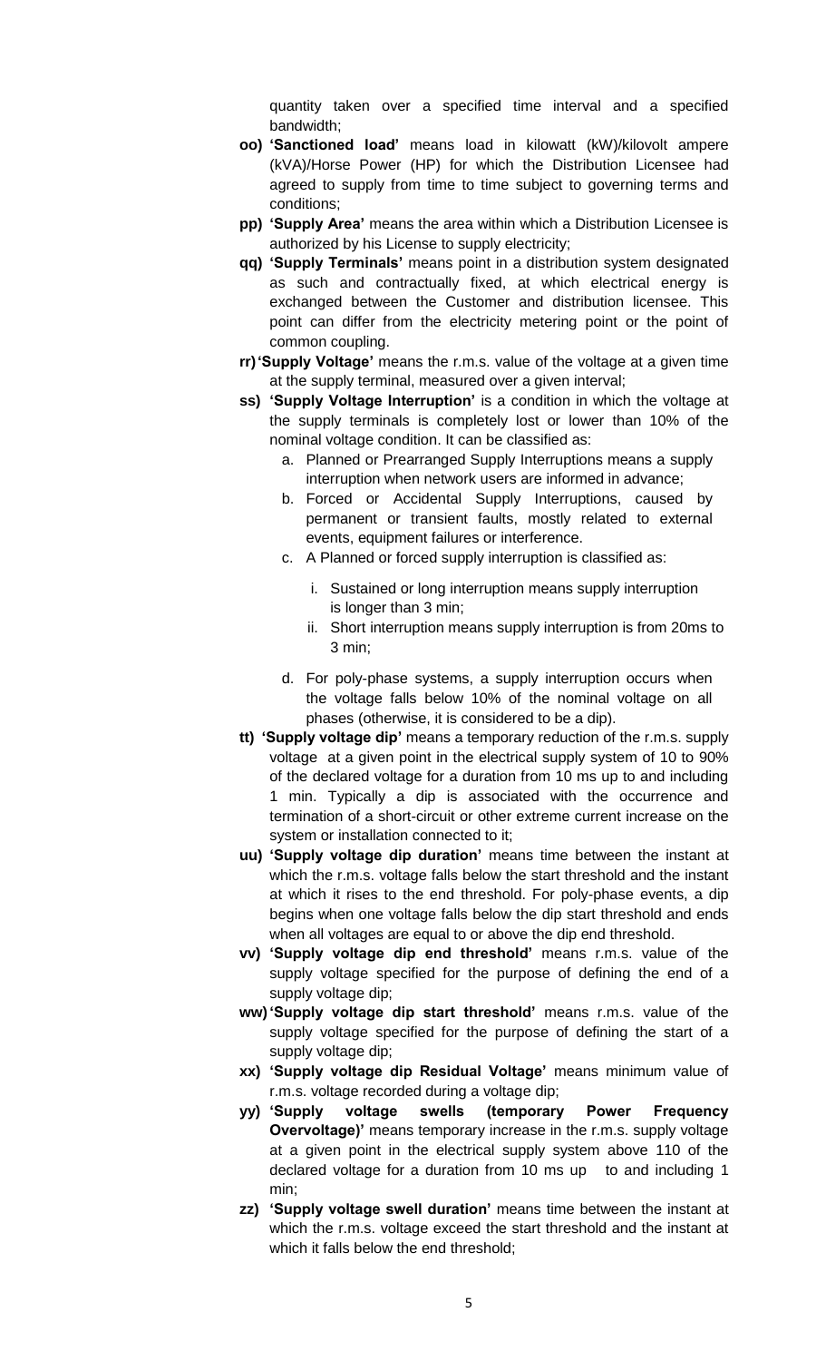quantity taken over a specified time interval and a specified bandwidth;

- **oo) 'Sanctioned load'** means load in kilowatt (kW)/kilovolt ampere (kVA)/Horse Power (HP) for which the Distribution Licensee had agreed to supply from time to time subject to governing terms and conditions;
- **pp) 'Supply Area'** means the area within which a Distribution Licensee is authorized by his License to supply electricity;
- **qq) 'Supply Terminals'** means point in a distribution system designated as such and contractually fixed, at which electrical energy is exchanged between the Customer and distribution licensee. This point can differ from the electricity metering point or the point of common coupling.
- **rr) 'Supply Voltage'** means the r.m.s. value of the voltage at a given time at the supply terminal, measured over a given interval;
- **ss) 'Supply Voltage Interruption'** is a condition in which the voltage at the supply terminals is completely lost or lower than 10% of the nominal voltage condition. It can be classified as:
  - a. Planned or Prearranged Supply Interruptions means a supply interruption when network users are informed in advance;
  - b. Forced or Accidental Supply Interruptions, caused by permanent or transient faults, mostly related to external events, equipment failures or interference.
  - c. A Planned or forced supply interruption is classified as:
    - i. Sustained or long interruption means supply interruption is longer than 3 min;
    - ii. Short interruption means supply interruption is from 20ms to 3 min;
  - d. For poly-phase systems, a supply interruption occurs when the voltage falls below 10% of the nominal voltage on all phases (otherwise, it is considered to be a dip).
- **tt) 'Supply voltage dip'** means a temporary reduction of the r.m.s. supply voltage at a given point in the electrical supply system of 10 to 90% of the declared voltage for a duration from 10 ms up to and including 1 min. Typically a dip is associated with the occurrence and termination of a short-circuit or other extreme current increase on the system or installation connected to it;
- **uu) 'Supply voltage dip duration'** means time between the instant at which the r.m.s. voltage falls below the start threshold and the instant at which it rises to the end threshold. For poly-phase events, a dip begins when one voltage falls below the dip start threshold and ends when all voltages are equal to or above the dip end threshold.
- **vv) 'Supply voltage dip end threshold'** means r.m.s. value of the supply voltage specified for the purpose of defining the end of a supply voltage dip;
- **ww) 'Supply voltage dip start threshold'** means r.m.s. value of the supply voltage specified for the purpose of defining the start of a supply voltage dip;
- **xx) 'Supply voltage dip Residual Voltage'** means minimum value of r.m.s. voltage recorded during a voltage dip;
- **yy) 'Supply voltage swells (temporary Power Frequency Overvoltage)'** means temporary increase in the r.m.s. supply voltage at a given point in the electrical supply system above 110 of the declared voltage for a duration from 10 ms up to and including 1 min;
- **zz) 'Supply voltage swell duration'** means time between the instant at which the r.m.s. voltage exceed the start threshold and the instant at which it falls below the end threshold;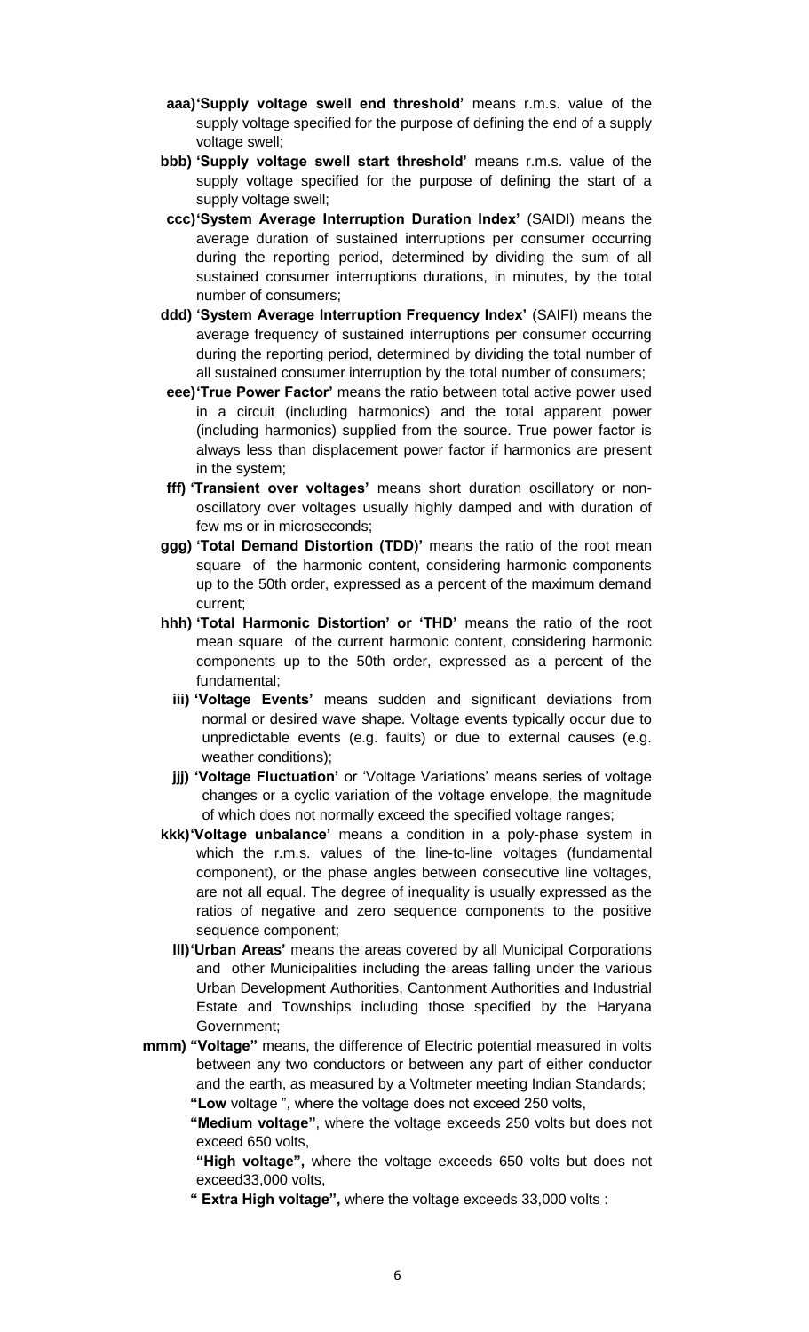aaa) **'Supply voltage swell end threshold'** means r.m.s. value of the supply voltage specified for the purpose of defining the end of a supply voltage swell;

bbb) **'Supply voltage swell start threshold'** means r.m.s. value of the supply voltage specified for the purpose of defining the start of a supply voltage swell;

ccc) **'System Average Interruption Duration Index'** (SAIDI) means the average duration of sustained interruptions per consumer occurring during the reporting period, determined by dividing the sum of all sustained consumer interruptions durations, in minutes, by the total number of consumers;

ddd) **'System Average Interruption Frequency Index'** (SAIFI) means the average frequency of sustained interruptions per consumer occurring during the reporting period, determined by dividing the total number of all sustained consumer interruption by the total number of consumers;

eee) **'True Power Factor'** means the ratio between total active power used in a circuit (including harmonics) and the total apparent power (including harmonics) supplied from the source. True power factor is always less than displacement power factor if harmonics are present in the system;

fff) **'Transient over voltages'** means short duration oscillatory or non-oscillatory over voltages usually highly damped and with duration of few ms or in microseconds;

ggg) **'Total Demand Distortion (TDD)'** means the ratio of the root mean square of the harmonic content, considering harmonic components up to the 50th order, expressed as a percent of the maximum demand current;

hhh) **'Total Harmonic Distortion' or 'THD'** means the ratio of the root mean square of the current harmonic content, considering harmonic components up to the 50th order, expressed as a percent of the fundamental;

iii) **'Voltage Events'** means sudden and significant deviations from normal or desired wave shape. Voltage events typically occur due to unpredictable events (e.g. faults) or due to external causes (e.g. weather conditions);

jjj) **'Voltage Fluctuation'** or 'Voltage Variations' means series of voltage changes or a cyclic variation of the voltage envelope, the magnitude of which does not normally exceed the specified voltage ranges;

kkk) **'Voltage unbalance'** means a condition in a poly-phase system in which the r.m.s. values of the line-to-line voltages (fundamental component), or the phase angles between consecutive line voltages, are not all equal. The degree of inequality is usually expressed as the ratios of negative and zero sequence components to the positive sequence component;

lll) **'Urban Areas'** means the areas covered by all Municipal Corporations and other Municipalities including the areas falling under the various Urban Development Authorities, Cantonment Authorities and Industrial Estate and Townships including those specified by the Haryana Government;

mmm) **"Voltage"** means, the difference of Electric potential measured in volts between any two conductors or between any part of either conductor and the earth, as measured by a Voltmeter meeting Indian Standards;

**"Low** voltage ", where the voltage does not exceed 250 volts,

**"Medium voltage"**, where the voltage exceeds 250 volts but does not exceed 650 volts,

**"High voltage",** where the voltage exceeds 650 volts but does not exceed33,000 volts,

**" Extra High voltage",** where the voltage exceeds 33,000 volts :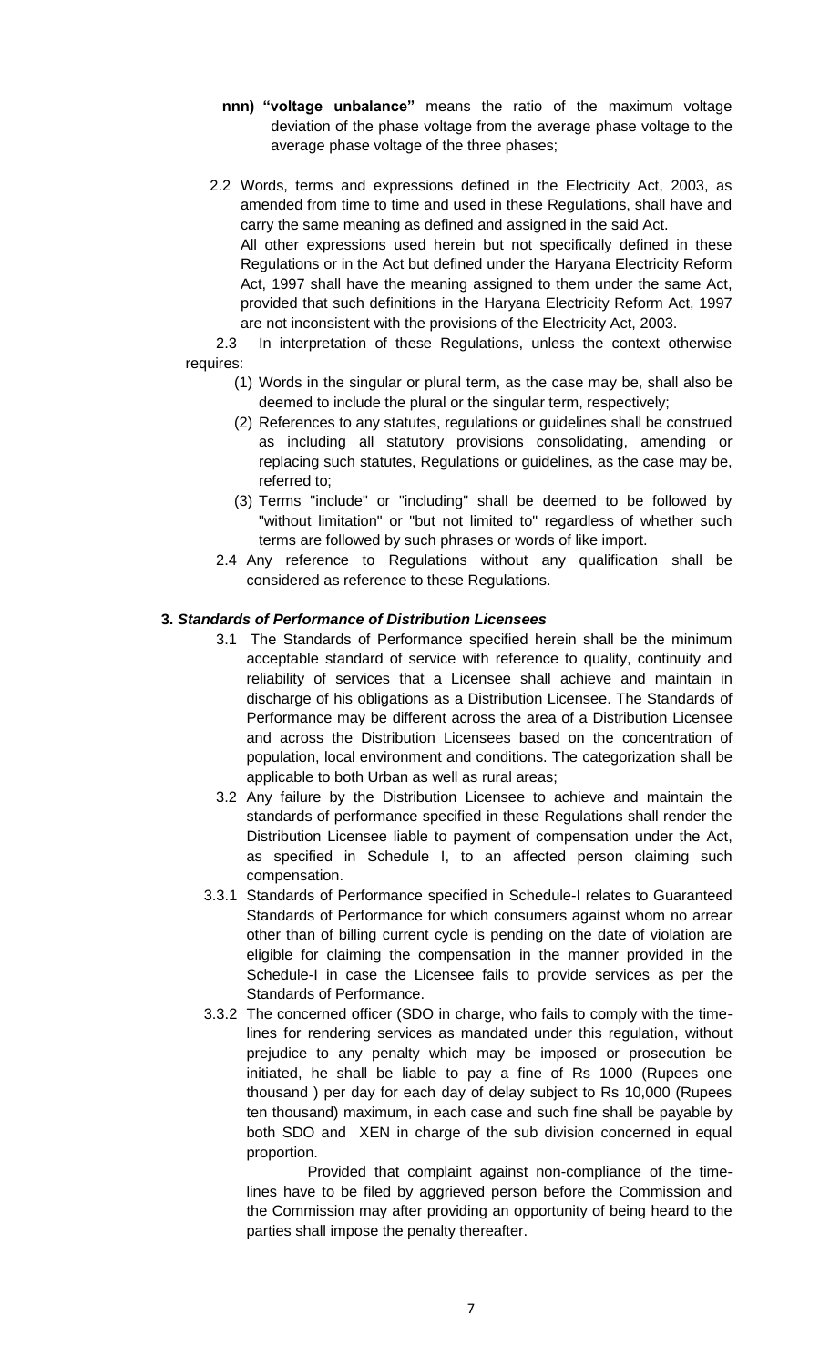**nnn) "voltage unbalance"** means the ratio of the maximum voltage deviation of the phase voltage from the average phase voltage to the average phase voltage of the three phases;

2.2 Words, terms and expressions defined in the Electricity Act, 2003, as amended from time to time and used in these Regulations, shall have and carry the same meaning as defined and assigned in the said Act.

All other expressions used herein but not specifically defined in these Regulations or in the Act but defined under the Haryana Electricity Reform Act, 1997 shall have the meaning assigned to them under the same Act, provided that such definitions in the Haryana Electricity Reform Act, 1997 are not inconsistent with the provisions of the Electricity Act, 2003.

2.3 In interpretation of these Regulations, unless the context otherwise requires:

(1) Words in the singular or plural term, as the case may be, shall also be deemed to include the plural or the singular term, respectively;

(2) References to any statutes, regulations or guidelines shall be construed as including all statutory provisions consolidating, amending or replacing such statutes, Regulations or guidelines, as the case may be, referred to;

(3) Terms "include" or "including" shall be deemed to be followed by "without limitation" or "but not limited to" regardless of whether such terms are followed by such phrases or words of like import.

2.4 Any reference to Regulations without any qualification shall be considered as reference to these Regulations.

**3. *Standards of Performance of Distribution Licensees***

3.1 The Standards of Performance specified herein shall be the minimum acceptable standard of service with reference to quality, continuity and reliability of services that a Licensee shall achieve and maintain in discharge of his obligations as a Distribution Licensee. The Standards of Performance may be different across the area of a Distribution Licensee and across the Distribution Licensees based on the concentration of population, local environment and conditions. The categorization shall be applicable to both Urban as well as rural areas;

3.2 Any failure by the Distribution Licensee to achieve and maintain the standards of performance specified in these Regulations shall render the Distribution Licensee liable to payment of compensation under the Act, as specified in Schedule I, to an affected person claiming such compensation.

3.3.1 Standards of Performance specified in Schedule-I relates to Guaranteed Standards of Performance for which consumers against whom no arrear other than of billing current cycle is pending on the date of violation are eligible for claiming the compensation in the manner provided in the Schedule-I in case the Licensee fails to provide services as per the Standards of Performance.

3.3.2 The concerned officer (SDO in charge, who fails to comply with the time-lines for rendering services as mandated under this regulation, without prejudice to any penalty which may be imposed or prosecution be initiated, he shall be liable to pay a fine of Rs 1000 (Rupees one thousand ) per day for each day of delay subject to Rs 10,000 (Rupees ten thousand) maximum, in each case and such fine shall be payable by both SDO and XEN in charge of the sub division concerned in equal proportion.

Provided that complaint against non-compliance of the time-lines have to be filed by aggrieved person before the Commission and the Commission may after providing an opportunity of being heard to the parties shall impose the penalty thereafter.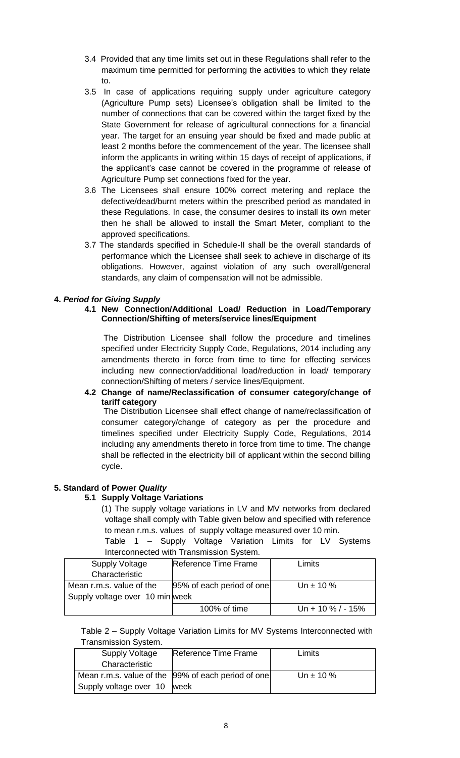3.4 Provided that any time limits set out in these Regulations shall refer to the maximum time permitted for performing the activities to which they relate to.

3.5 In case of applications requiring supply under agriculture category (Agriculture Pump sets) Licensee's obligation shall be limited to the number of connections that can be covered within the target fixed by the State Government for release of agricultural connections for a financial year. The target for an ensuing year should be fixed and made public at least 2 months before the commencement of the year. The licensee shall inform the applicants in writing within 15 days of receipt of applications, if the applicant's case cannot be covered in the programme of release of Agriculture Pump set connections fixed for the year.

3.6 The Licensees shall ensure 100% correct metering and replace the defective/dead/burnt meters within the prescribed period as mandated in these Regulations. In case, the consumer desires to install its own meter then he shall be allowed to install the Smart Meter, compliant to the approved specifications.

3.7 The standards specified in Schedule-II shall be the overall standards of performance which the Licensee shall seek to achieve in discharge of its obligations. However, against violation of any such overall/general standards, any claim of compensation will not be admissible.

## 4. *Period for Giving Supply*

### 4.1 New Connection/Additional Load/ Reduction in Load/Temporary Connection/Shifting of meters/service lines/Equipment

The Distribution Licensee shall follow the procedure and timelines specified under Electricity Supply Code, Regulations, 2014 including any amendments thereto in force from time to time for effecting services including new connection/additional load/reduction in load/ temporary connection/Shifting of meters / service lines/Equipment.

### 4.2 Change of name/Reclassification of consumer category/change of tariff category

The Distribution Licensee shall effect change of name/reclassification of consumer category/change of category as per the procedure and timelines specified under Electricity Supply Code, Regulations, 2014 including any amendments thereto in force from time to time. The change shall be reflected in the electricity bill of applicant within the second billing cycle.

## 5. Standard of Power *Quality*

### 5.1 Supply Voltage Variations

(1) The supply voltage variations in LV and MV networks from declared voltage shall comply with Table given below and specified with reference to mean r.m.s. values of supply voltage measured over 10 min.

Table 1 – Supply Voltage Variation Limits for LV Systems Interconnected with Transmission System.

| Supply Voltage Characteristic | Reference Time Frame | Limits |
|---|---|---|
| Mean r.m.s. value of the Supply voltage over 10 min | 95% of each period of one week | Un ± 10 % |
| | 100% of time | Un + 10 % / - 15% |

Table 2 – Supply Voltage Variation Limits for MV Systems Interconnected with Transmission System.

| Supply Voltage Characteristic | Reference Time Frame | Limits |
|---|---|---|
| Mean r.m.s. value of the Supply voltage over 10 | 99% of each period of one week | Un ± 10 % |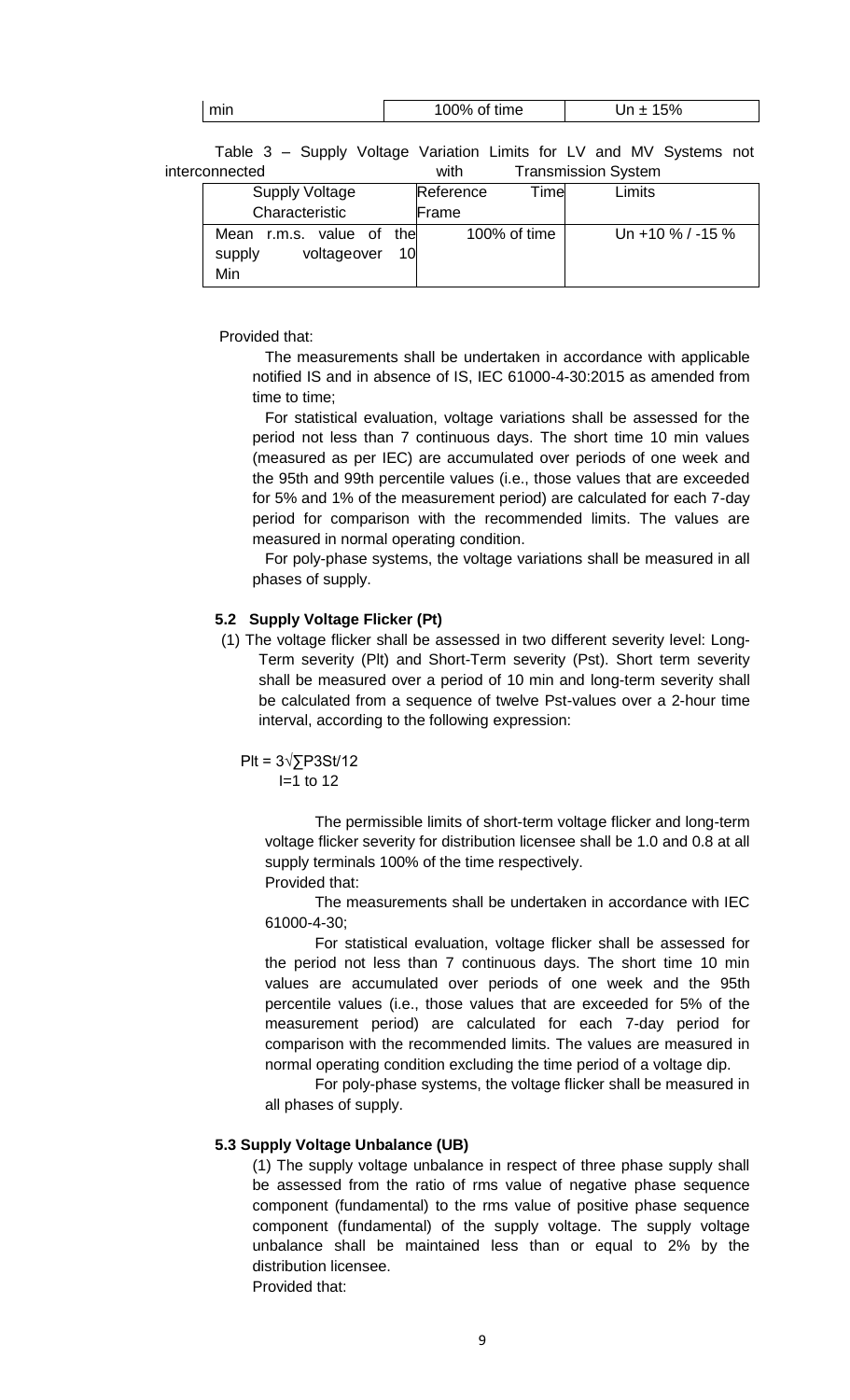| min | 100% of time | Un ± 15% |
|---|---|---|

Table 3 – Supply Voltage Variation Limits for LV and MV Systems not interconnected with Transmission System

| Supply Voltage Characteristic | Reference Time Frame | Limits |
|---|---|---|
| Mean r.m.s. value of the supply voltageover 10 Min | 100% of time | Un +10 % / -15 % |

Provided that:

The measurements shall be undertaken in accordance with applicable notified IS and in absence of IS, IEC 61000-4-30:2015 as amended from time to time;

For statistical evaluation, voltage variations shall be assessed for the period not less than 7 continuous days. The short time 10 min values (measured as per IEC) are accumulated over periods of one week and the 95th and 99th percentile values (i.e., those values that are exceeded for 5% and 1% of the measurement period) are calculated for each 7-day period for comparison with the recommended limits. The values are measured in normal operating condition.

For poly-phase systems, the voltage variations shall be measured in all phases of supply.

### 5.2 Supply Voltage Flicker (Pt)

(1) The voltage flicker shall be assessed in two different severity level: Long-Term severity (Plt) and Short-Term severity (Pst). Short term severity shall be measured over a period of 10 min and long-term severity shall be calculated from a sequence of twelve Pst-values over a 2-hour time interval, according to the following expression:

$$P_{lt} = \sqrt[3]{\sum_{i=1}^{12} \frac{P_{st}^3}{12}}$$

The permissible limits of short-term voltage flicker and long-term voltage flicker severity for distribution licensee shall be 1.0 and 0.8 at all supply terminals 100% of the time respectively.

Provided that:

The measurements shall be undertaken in accordance with IEC 61000-4-30;

For statistical evaluation, voltage flicker shall be assessed for the period not less than 7 continuous days. The short time 10 min values are accumulated over periods of one week and the 95th percentile values (i.e., those values that are exceeded for 5% of the measurement period) are calculated for each 7-day period for comparison with the recommended limits. The values are measured in normal operating condition excluding the time period of a voltage dip.

For poly-phase systems, the voltage flicker shall be measured in all phases of supply.

### 5.3 Supply Voltage Unbalance (UB)

(1) The supply voltage unbalance in respect of three phase supply shall be assessed from the ratio of rms value of negative phase sequence component (fundamental) to the rms value of positive phase sequence component (fundamental) of the supply voltage. The supply voltage unbalance shall be maintained less than or equal to 2% by the distribution licensee.

Provided that: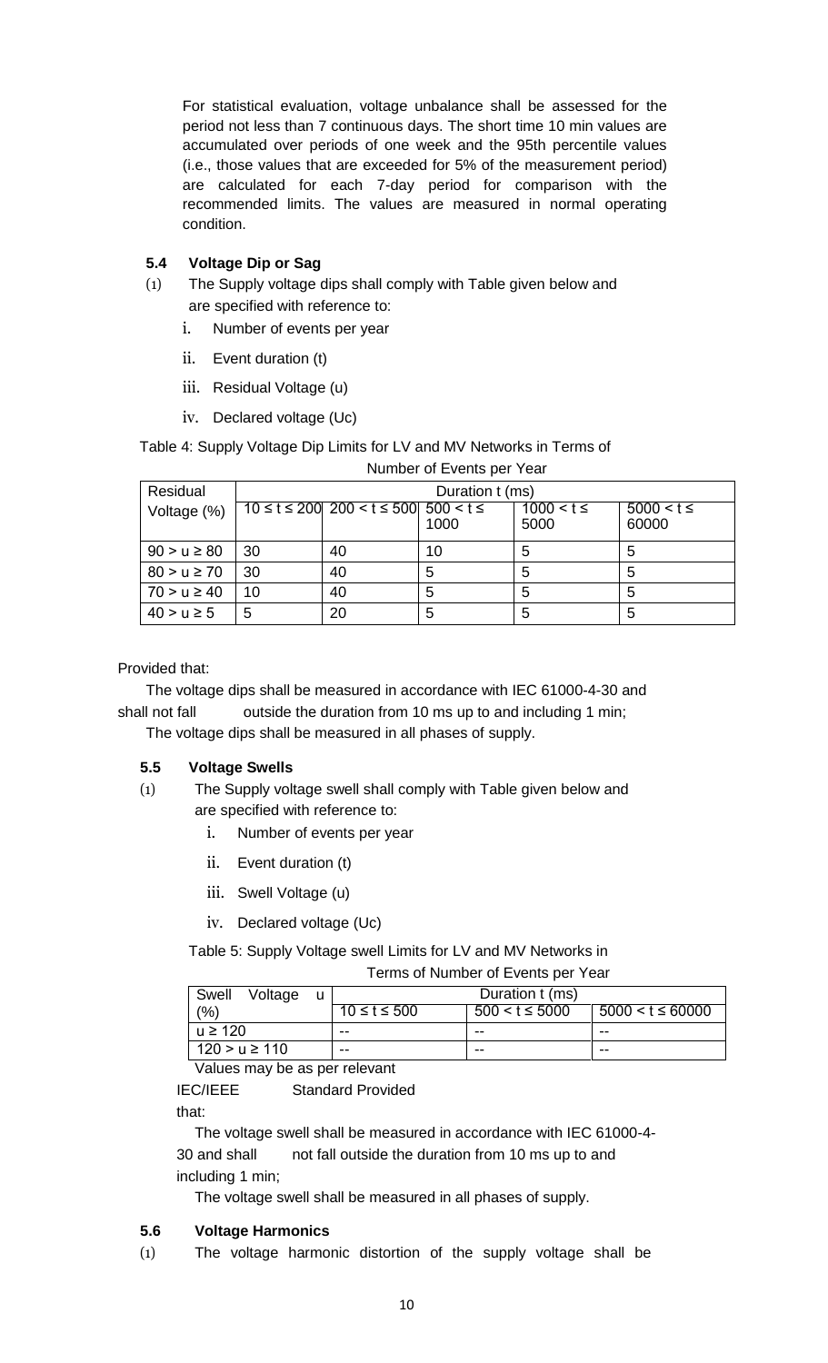For statistical evaluation, voltage unbalance shall be assessed for the period not less than 7 continuous days. The short time 10 min values are accumulated over periods of one week and the 95th percentile values (i.e., those values that are exceeded for 5% of the measurement period) are calculated for each 7-day period for comparison with the recommended limits. The values are measured in normal operating condition.

### 5.4 Voltage Dip or Sag

(1) The Supply voltage dips shall comply with Table given below and are specified with reference to:

i. Number of events per year
ii. Event duration (t)
iii. Residual Voltage (u)
iv. Declared voltage (Uc)

Table 4: Supply Voltage Dip Limits for LV and MV Networks in Terms of Number of Events per Year

| Residual Voltage (%) | Duration t (ms) | | | | |
|---|---|---|---|---|---|
| | 10 ≤ t ≤ 200 | 200 < t ≤ 500 | 500 < t ≤ 1000 | 1000 < t ≤ 5000 | 5000 < t ≤ 60000 |
| 90 > u ≥ 80 | 30 | 40 | 10 | 5 | 5 |
| 80 > u ≥ 70 | 30 | 40 | 5 | 5 | 5 |
| 70 > u ≥ 40 | 10 | 40 | 5 | 5 | 5 |
| 40 > u ≥ 5 | 5 | 20 | 5 | 5 | 5 |

Provided that:

The voltage dips shall be measured in accordance with IEC 61000-4-30 and shall not fall outside the duration from 10 ms up to and including 1 min;

The voltage dips shall be measured in all phases of supply.

### 5.5 Voltage Swells

(1) The Supply voltage swell shall comply with Table given below and are specified with reference to:

i. Number of events per year
ii. Event duration (t)
iii. Swell Voltage (u)
iv. Declared voltage (Uc)

Table 5: Supply Voltage swell Limits for LV and MV Networks in Terms of Number of Events per Year

| Swell Voltage u (%) | Duration t (ms) | | |
|---|---|---|---|
| | 10 ≤ t ≤ 500 | 500 < t ≤ 5000 | 5000 < t ≤ 60000 |
| u ≥ 120 | -- | -- | -- |
| 120 > u ≥ 110 | -- | -- | -- |

Values may be as per relevant IEC/IEEE Standard Provided that:

The voltage swell shall be measured in accordance with IEC 61000-4-30 and shall not fall outside the duration from 10 ms up to and including 1 min;

The voltage swell shall be measured in all phases of supply.

### 5.6 Voltage Harmonics

(1) The voltage harmonic distortion of the supply voltage shall be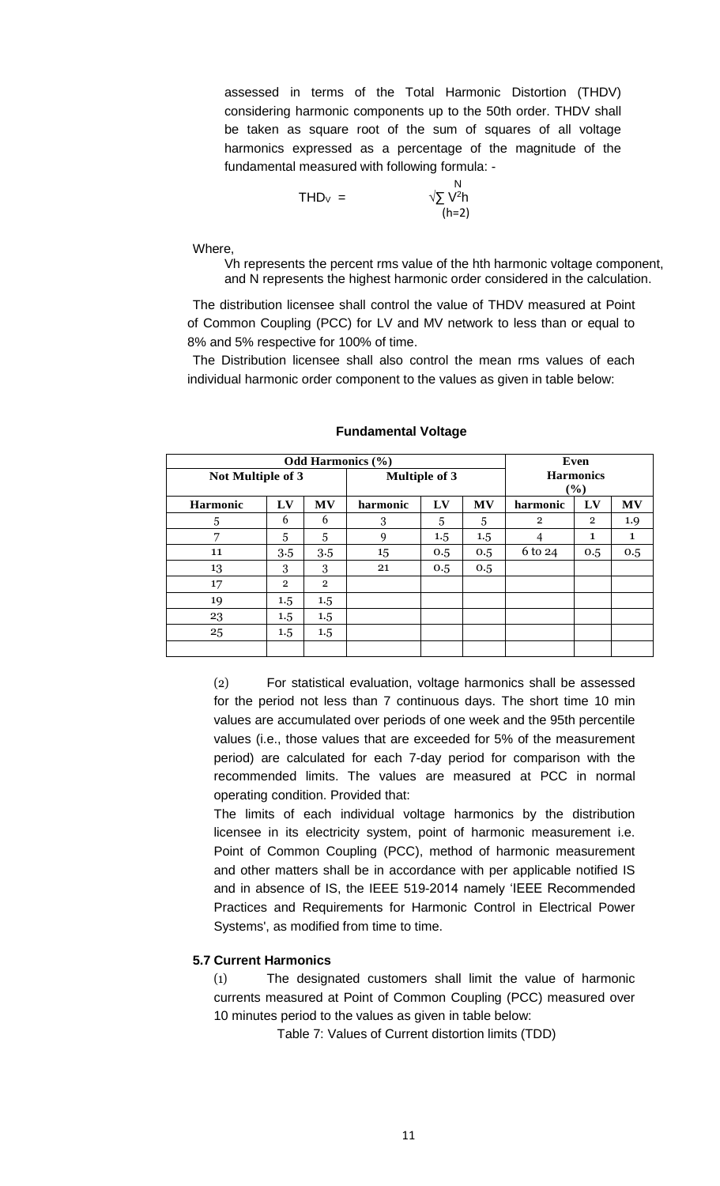assessed in terms of the Total Harmonic Distortion (THDV) considering harmonic components up to the 50th order. THDV shall be taken as square root of the sum of squares of all voltage harmonics expressed as a percentage of the magnitude of the fundamental measured with following formula: -

$$THD_V = \sqrt{\sum_{(h=2)}^{N} V^2 h}$$

Where,

Vh represents the percent rms value of the hth harmonic voltage component, and N represents the highest harmonic order considered in the calculation.

The distribution licensee shall control the value of THDV measured at Point of Common Coupling (PCC) for LV and MV network to less than or equal to 8% and 5% respective for 100% of time.

The Distribution licensee shall also control the mean rms values of each individual harmonic order component to the values as given in table below:

**Fundamental Voltage**

| Odd Harmonics (%) | | | | | | Even Harmonics (%) | | |
|---|---|---|---|---|---|---|---|---|
| Not Multiple of 3 | | | Multiple of 3 | | | | | |
| Harmonic | LV | MV | harmonic | LV | MV | harmonic | LV | MV |
| 5 | 6 | 6 | 3 | 5 | 5 | 2 | 2 | 1.9 |
| 7 | 5 | 5 | 9 | 1.5 | 1.5 | 4 | 1 | 1 |
| 11 | 3.5 | 3.5 | 15 | 0.5 | 0.5 | 6 to 24 | 0.5 | 0.5 |
| 13 | 3 | 3 | 21 | 0.5 | 0.5 | | | |
| 17 | 2 | 2 | | | | | | |
| 19 | 1.5 | 1.5 | | | | | | |
| 23 | 1.5 | 1.5 | | | | | | |
| 25 | 1.5 | 1.5 | | | | | | |
| | | | | | | | | |

(2) For statistical evaluation, voltage harmonics shall be assessed for the period not less than 7 continuous days. The short time 10 min values are accumulated over periods of one week and the 95th percentile values (i.e., those values that are exceeded for 5% of the measurement period) are calculated for each 7-day period for comparison with the recommended limits. The values are measured at PCC in normal operating condition. Provided that:

The limits of each individual voltage harmonics by the distribution licensee in its electricity system, point of harmonic measurement i.e. Point of Common Coupling (PCC), method of harmonic measurement and other matters shall be in accordance with per applicable notified IS and in absence of IS, the IEEE 519-2014 namely 'IEEE Recommended Practices and Requirements for Harmonic Control in Electrical Power Systems', as modified from time to time.

### 5.7 Current Harmonics

(1) The designated customers shall limit the value of harmonic currents measured at Point of Common Coupling (PCC) measured over 10 minutes period to the values as given in table below:

Table 7: Values of Current distortion limits (TDD)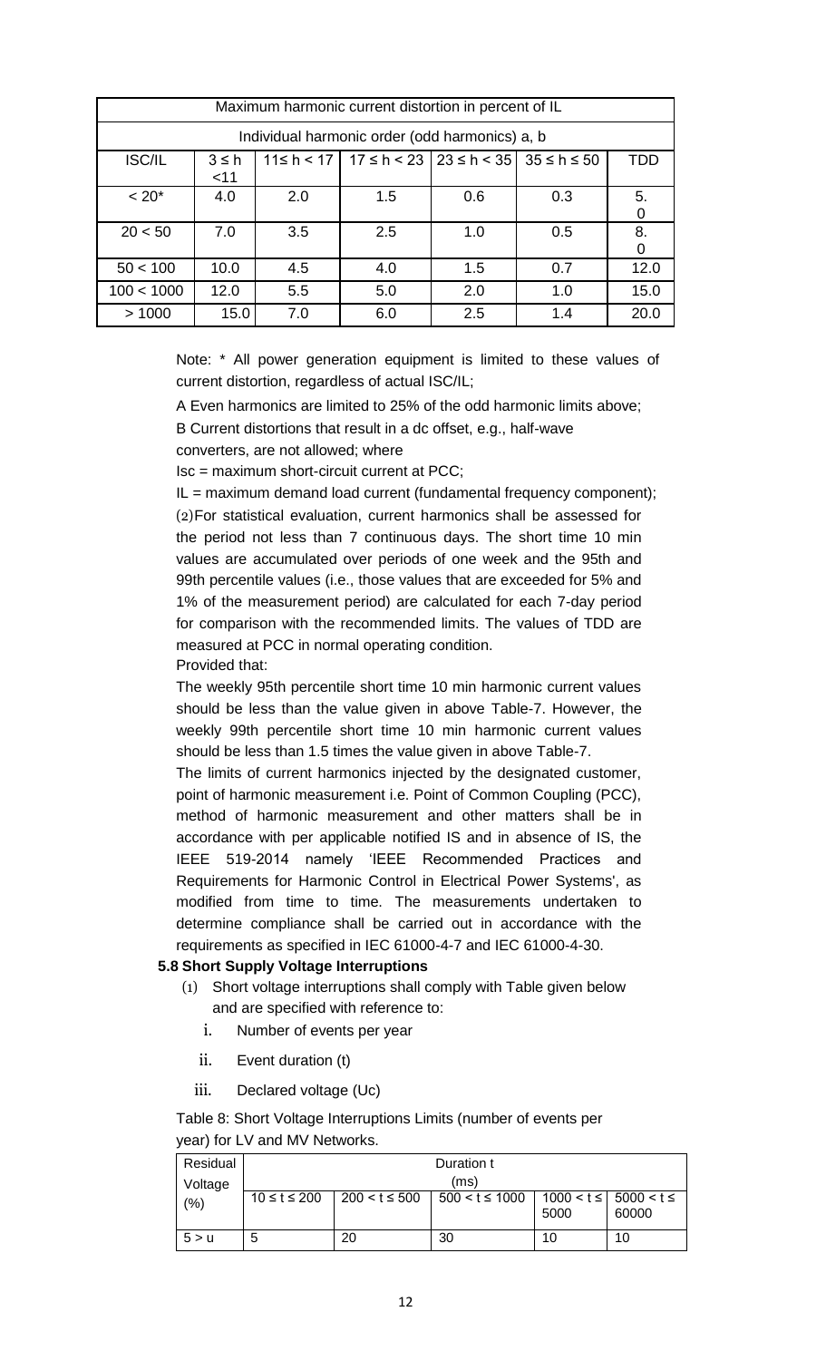| Maximum harmonic current distortion in percent of IL | | | | | | |
|---|---|---|---|---|---|---|
| Individual harmonic order (odd harmonics) a, b | | | | | | |
| ISC/IL | 3 ≤ h <11 | 11≤ h < 17 | 17 ≤ h < 23 | 23 ≤ h < 35 | 35 ≤ h ≤ 50 | TDD |
| < 20* | 4.0 | 2.0 | 1.5 | 0.6 | 0.3 | 5.0 |
| 20 < 50 | 7.0 | 3.5 | 2.5 | 1.0 | 0.5 | 8.0 |
| 50 < 100 | 10.0 | 4.5 | 4.0 | 1.5 | 0.7 | 12.0 |
| 100 < 1000 | 12.0 | 5.5 | 5.0 | 2.0 | 1.0 | 15.0 |
| > 1000 | 15.0 | 7.0 | 6.0 | 2.5 | 1.4 | 20.0 |

Note: * All power generation equipment is limited to these values of current distortion, regardless of actual ISC/IL;

A Even harmonics are limited to 25% of the odd harmonic limits above;

B Current distortions that result in a dc offset, e.g., half-wave converters, are not allowed; where

Isc = maximum short-circuit current at PCC;

IL = maximum demand load current (fundamental frequency component);

(2)For statistical evaluation, current harmonics shall be assessed for the period not less than 7 continuous days. The short time 10 min values are accumulated over periods of one week and the 95th and 99th percentile values (i.e., those values that are exceeded for 5% and 1% of the measurement period) are calculated for each 7-day period for comparison with the recommended limits. The values of TDD are measured at PCC in normal operating condition.

Provided that:

The weekly 95th percentile short time 10 min harmonic current values should be less than the value given in above Table-7. However, the weekly 99th percentile short time 10 min harmonic current values should be less than 1.5 times the value given in above Table-7.

The limits of current harmonics injected by the designated customer, point of harmonic measurement i.e. Point of Common Coupling (PCC), method of harmonic measurement and other matters shall be in accordance with per applicable notified IS and in absence of IS, the IEEE 519-2014 namely 'IEEE Recommended Practices and Requirements for Harmonic Control in Electrical Power Systems', as modified from time to time. The measurements undertaken to determine compliance shall be carried out in accordance with the requirements as specified in IEC 61000-4-7 and IEC 61000-4-30.

### 5.8 Short Supply Voltage Interruptions

(1) Short voltage interruptions shall comply with Table given below and are specified with reference to:

i. Number of events per year

ii. Event duration (t)

iii. Declared voltage (Uc)

Table 8: Short Voltage Interruptions Limits (number of events per year) for LV and MV Networks.

| Residual Voltage (%) | Duration t (ms) | | | | |
|---|---|---|---|---|---|
| | 10 ≤ t ≤ 200 | 200 < t ≤ 500 | 500 < t ≤ 1000 | 1000 < t ≤ 5000 | 5000 < t ≤ 60000 |
| 5 > u | 5 | 20 | 30 | 10 | 10 |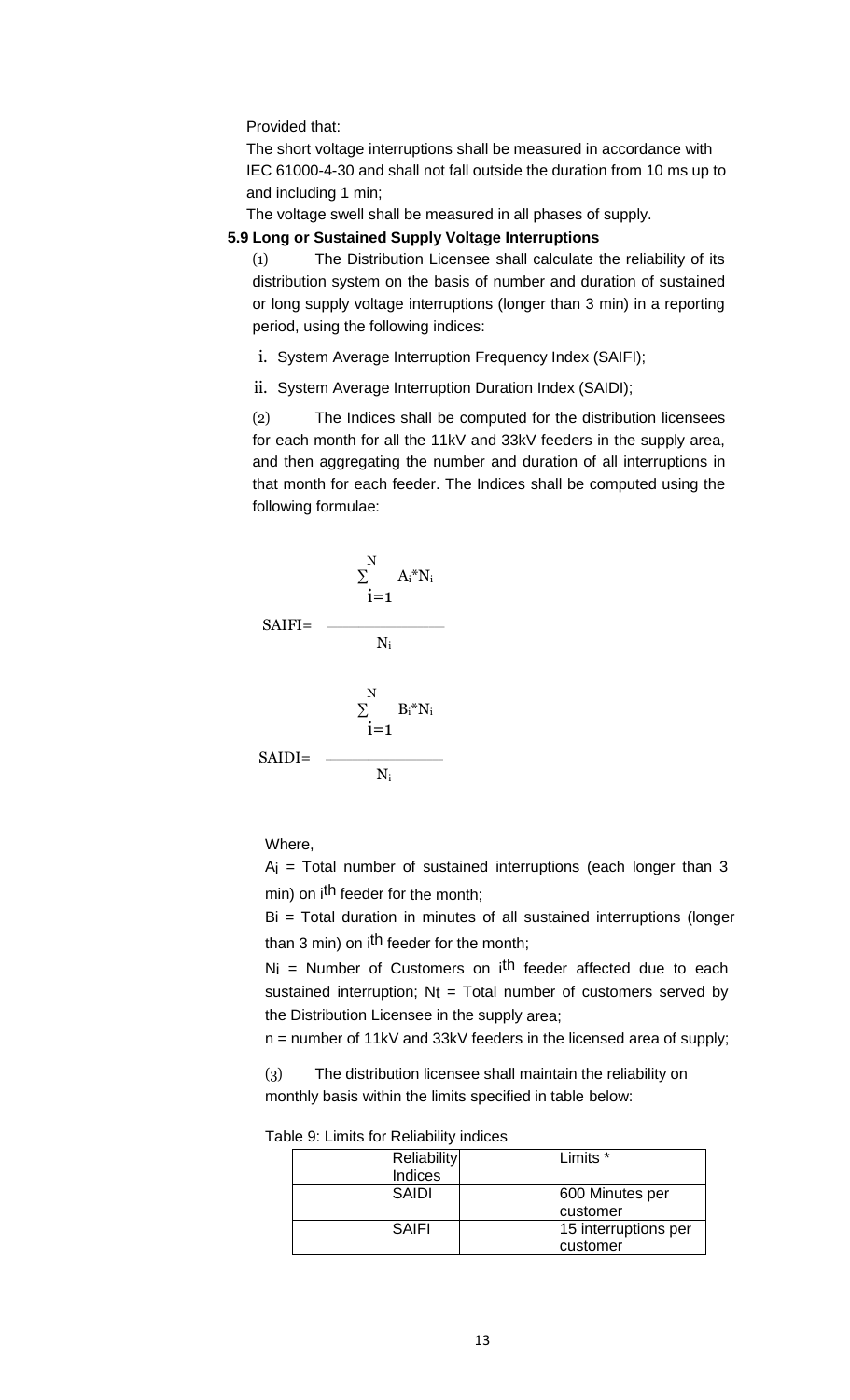Provided that:

The short voltage interruptions shall be measured in accordance with IEC 61000-4-30 and shall not fall outside the duration from 10 ms up to and including 1 min;

The voltage swell shall be measured in all phases of supply.

### 5.9 Long or Sustained Supply Voltage Interruptions

(1) The Distribution Licensee shall calculate the reliability of its distribution system on the basis of number and duration of sustained or long supply voltage interruptions (longer than 3 min) in a reporting period, using the following indices:

i. System Average Interruption Frequency Index (SAIFI);

ii. System Average Interruption Duration Index (SAIDI);

(2) The Indices shall be computed for the distribution licensees for each month for all the 11kV and 33kV feeders in the supply area, and then aggregating the number and duration of all interruptions in that month for each feeder. The Indices shall be computed using the following formulae:

$$SAIFI = \frac{\sum_{i=1}^{N} A_i * N_i}{N_i}$$

$$SAIDI = \frac{\sum_{i=1}^{N} B_i * N_i}{N_i}$$

Where,

$A_i$ = Total number of sustained interruptions (each longer than 3 min) on $i^{th}$ feeder for the month;

$B_i$ = Total duration in minutes of all sustained interruptions (longer than 3 min) on $i^{th}$ feeder for the month;

$N_i$ = Number of Customers on $i^{th}$ feeder affected due to each sustained interruption; $N_t$ = Total number of customers served by the Distribution Licensee in the supply area;

n = number of 11kV and 33kV feeders in the licensed area of supply;

(3) The distribution licensee shall maintain the reliability on monthly basis within the limits specified in table below:

Table 9: Limits for Reliability indices

| Reliability Indices | Limits * |
|---|---|
| SAIDI | 600 Minutes per customer |
| SAIFI | 15 interruptions per customer |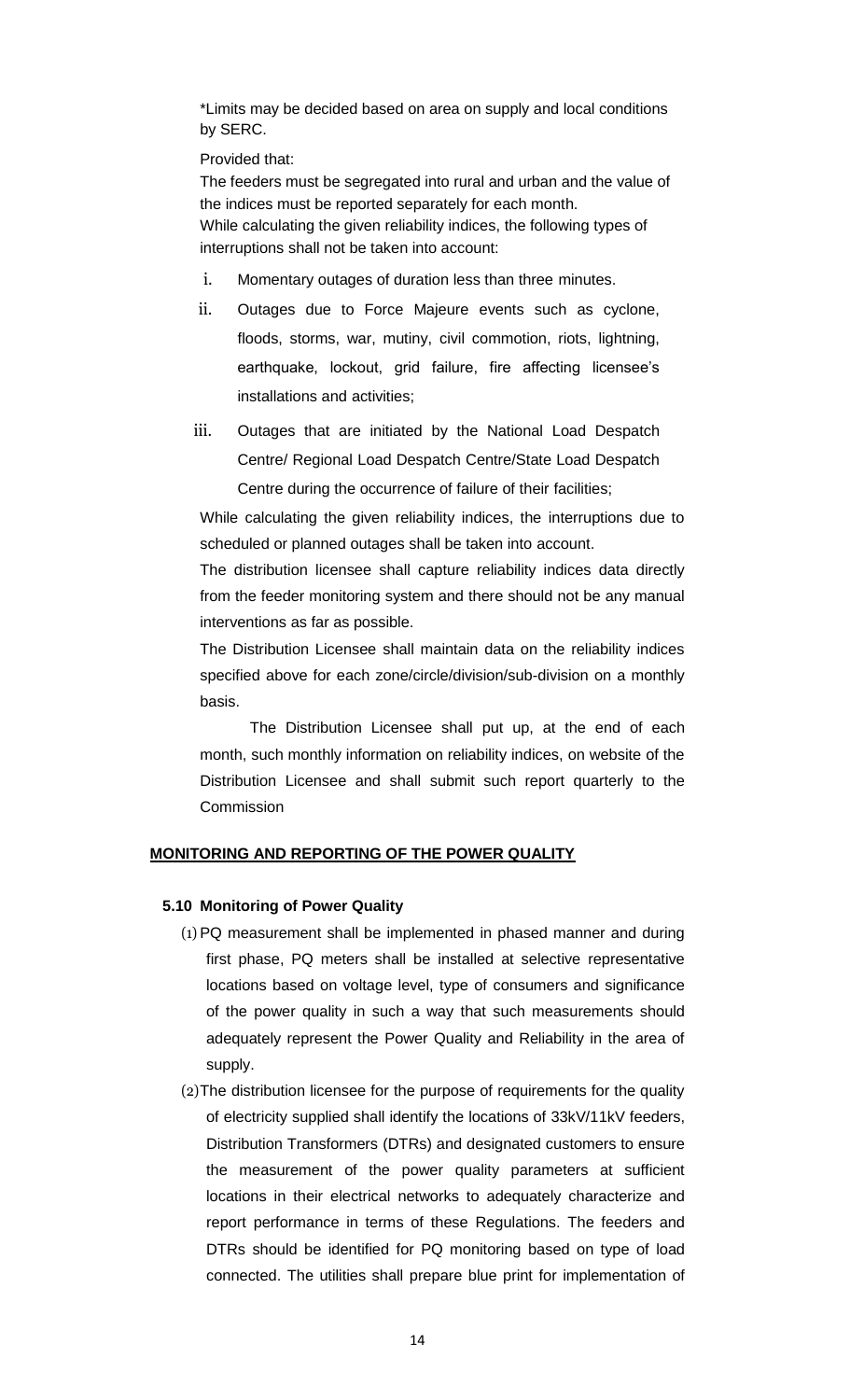*Limits may be decided based on area on supply and local conditions by SERC.

Provided that:

The feeders must be segregated into rural and urban and the value of the indices must be reported separately for each month.

While calculating the given reliability indices, the following types of interruptions shall not be taken into account:

i. Momentary outages of duration less than three minutes.

ii. Outages due to Force Majeure events such as cyclone, floods, storms, war, mutiny, civil commotion, riots, lightning, earthquake, lockout, grid failure, fire affecting licensee's installations and activities;

iii. Outages that are initiated by the National Load Despatch Centre/ Regional Load Despatch Centre/State Load Despatch Centre during the occurrence of failure of their facilities;

While calculating the given reliability indices, the interruptions due to scheduled or planned outages shall be taken into account.

The distribution licensee shall capture reliability indices data directly from the feeder monitoring system and there should not be any manual interventions as far as possible.

The Distribution Licensee shall maintain data on the reliability indices specified above for each zone/circle/division/sub-division on a monthly basis.

The Distribution Licensee shall put up, at the end of each month, such monthly information on reliability indices, on website of the Distribution Licensee and shall submit such report quarterly to the Commission

## MONITORING AND REPORTING OF THE POWER QUALITY

### 5.10 Monitoring of Power Quality

(1) PQ measurement shall be implemented in phased manner and during first phase, PQ meters shall be installed at selective representative locations based on voltage level, type of consumers and significance of the power quality in such a way that such measurements should adequately represent the Power Quality and Reliability in the area of supply.

(2) The distribution licensee for the purpose of requirements for the quality of electricity supplied shall identify the locations of 33kV/11kV feeders, Distribution Transformers (DTRs) and designated customers to ensure the measurement of the power quality parameters at sufficient locations in their electrical networks to adequately characterize and report performance in terms of these Regulations. The feeders and DTRs should be identified for PQ monitoring based on type of load connected. The utilities shall prepare blue print for implementation of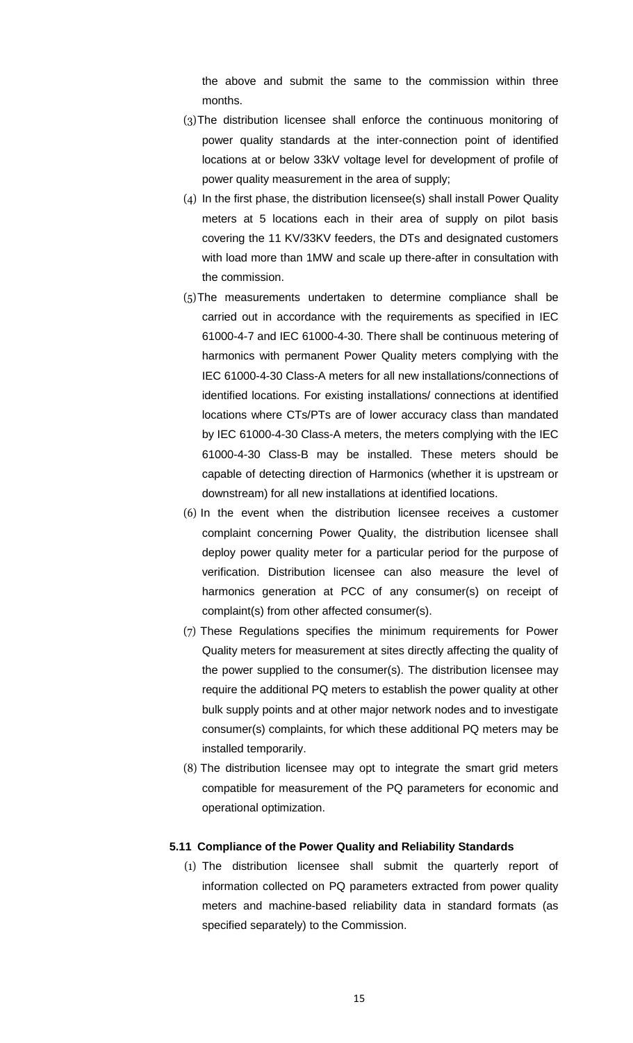the above and submit the same to the commission within three months.

(3) The distribution licensee shall enforce the continuous monitoring of power quality standards at the inter-connection point of identified locations at or below 33kV voltage level for development of profile of power quality measurement in the area of supply;

(4) In the first phase, the distribution licensee(s) shall install Power Quality meters at 5 locations each in their area of supply on pilot basis covering the 11 KV/33KV feeders, the DTs and designated customers with load more than 1MW and scale up there-after in consultation with the commission.

(5) The measurements undertaken to determine compliance shall be carried out in accordance with the requirements as specified in IEC 61000-4-7 and IEC 61000-4-30. There shall be continuous metering of harmonics with permanent Power Quality meters complying with the IEC 61000-4-30 Class-A meters for all new installations/connections of identified locations. For existing installations/ connections at identified locations where CTs/PTs are of lower accuracy class than mandated by IEC 61000-4-30 Class-A meters, the meters complying with the IEC 61000-4-30 Class-B may be installed. These meters should be capable of detecting direction of Harmonics (whether it is upstream or downstream) for all new installations at identified locations.

(6) In the event when the distribution licensee receives a customer complaint concerning Power Quality, the distribution licensee shall deploy power quality meter for a particular period for the purpose of verification. Distribution licensee can also measure the level of harmonics generation at PCC of any consumer(s) on receipt of complaint(s) from other affected consumer(s).

(7) These Regulations specifies the minimum requirements for Power Quality meters for measurement at sites directly affecting the quality of the power supplied to the consumer(s). The distribution licensee may require the additional PQ meters to establish the power quality at other bulk supply points and at other major network nodes and to investigate consumer(s) complaints, for which these additional PQ meters may be installed temporarily.

(8) The distribution licensee may opt to integrate the smart grid meters compatible for measurement of the PQ parameters for economic and operational optimization.

**5.11 Compliance of the Power Quality and Reliability Standards**

(1) The distribution licensee shall submit the quarterly report of information collected on PQ parameters extracted from power quality meters and machine-based reliability data in standard formats (as specified separately) to the Commission.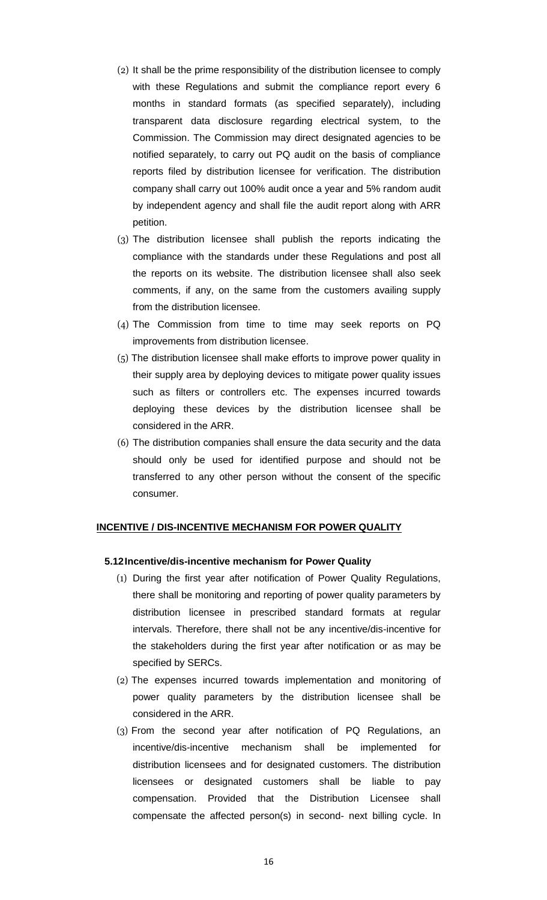(2) It shall be the prime responsibility of the distribution licensee to comply with these Regulations and submit the compliance report every 6 months in standard formats (as specified separately), including transparent data disclosure regarding electrical system, to the Commission. The Commission may direct designated agencies to be notified separately, to carry out PQ audit on the basis of compliance reports filed by distribution licensee for verification. The distribution company shall carry out 100% audit once a year and 5% random audit by independent agency and shall file the audit report along with ARR petition.

(3) The distribution licensee shall publish the reports indicating the compliance with the standards under these Regulations and post all the reports on its website. The distribution licensee shall also seek comments, if any, on the same from the customers availing supply from the distribution licensee.

(4) The Commission from time to time may seek reports on PQ improvements from distribution licensee.

(5) The distribution licensee shall make efforts to improve power quality in their supply area by deploying devices to mitigate power quality issues such as filters or controllers etc. The expenses incurred towards deploying these devices by the distribution licensee shall be considered in the ARR.

(6) The distribution companies shall ensure the data security and the data should only be used for identified purpose and should not be transferred to any other person without the consent of the specific consumer.

## INCENTIVE / DIS-INCENTIVE MECHANISM FOR POWER QUALITY

### 5.12 Incentive/dis-incentive mechanism for Power Quality

(1) During the first year after notification of Power Quality Regulations, there shall be monitoring and reporting of power quality parameters by distribution licensee in prescribed standard formats at regular intervals. Therefore, there shall not be any incentive/dis-incentive for the stakeholders during the first year after notification or as may be specified by SERCs.

(2) The expenses incurred towards implementation and monitoring of power quality parameters by the distribution licensee shall be considered in the ARR.

(3) From the second year after notification of PQ Regulations, an incentive/dis-incentive mechanism shall be implemented for distribution licensees and for designated customers. The distribution licensees or designated customers shall be liable to pay compensation. Provided that the Distribution Licensee shall compensate the affected person(s) in second- next billing cycle. In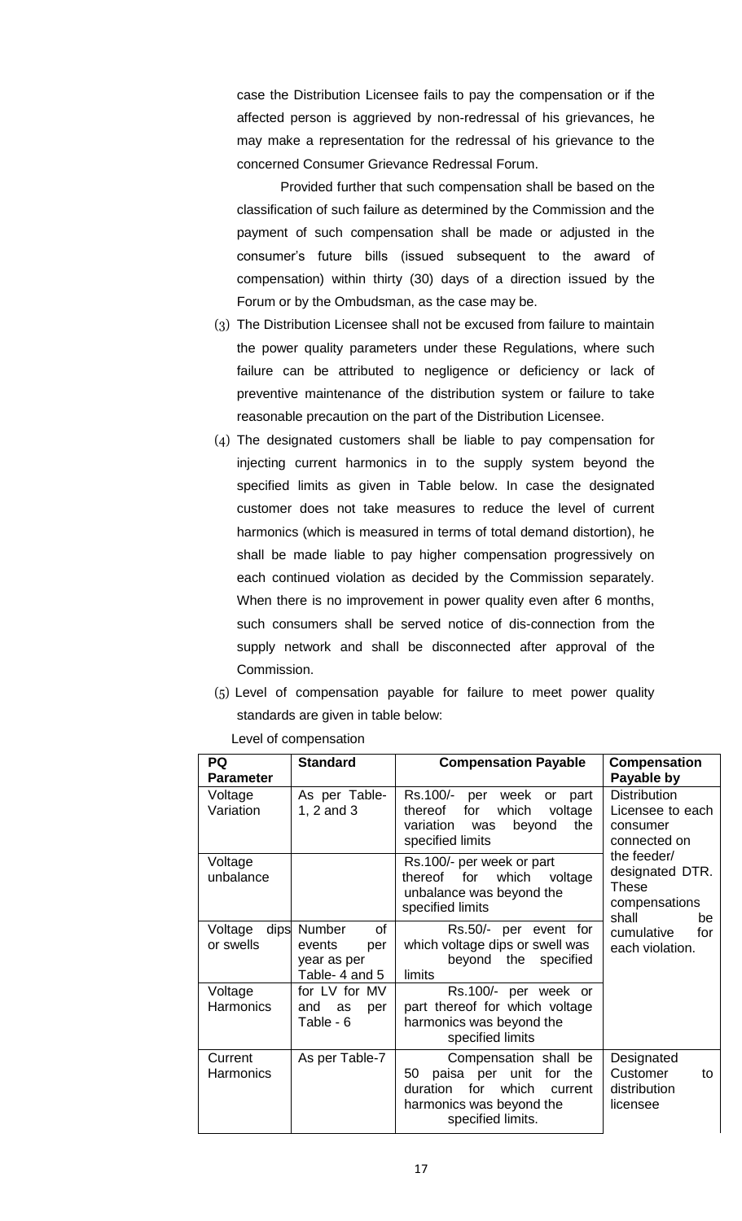case the Distribution Licensee fails to pay the compensation or if the affected person is aggrieved by non-redressal of his grievances, he may make a representation for the redressal of his grievance to the concerned Consumer Grievance Redressal Forum.

Provided further that such compensation shall be based on the classification of such failure as determined by the Commission and the payment of such compensation shall be made or adjusted in the consumer's future bills (issued subsequent to the award of compensation) within thirty (30) days of a direction issued by the Forum or by the Ombudsman, as the case may be.

(3) The Distribution Licensee shall not be excused from failure to maintain the power quality parameters under these Regulations, where such failure can be attributed to negligence or deficiency or lack of preventive maintenance of the distribution system or failure to take reasonable precaution on the part of the Distribution Licensee.

(4) The designated customers shall be liable to pay compensation for injecting current harmonics in to the supply system beyond the specified limits as given in Table below. In case the designated customer does not take measures to reduce the level of current harmonics (which is measured in terms of total demand distortion), he shall be made liable to pay higher compensation progressively on each continued violation as decided by the Commission separately. When there is no improvement in power quality even after 6 months, such consumers shall be served notice of dis-connection from the supply network and shall be disconnected after approval of the Commission.

(5) Level of compensation payable for failure to meet power quality standards are given in table below:

Level of compensation

| PQ Parameter | Standard | Compensation Payable | Compensation Payable by |
|---|---|---|---|
| Voltage Variation | As per Table-1, 2 and 3 | Rs.100/- per week or part thereof for which voltage variation was beyond the specified limits | Distribution Licensee to each consumer connected on the feeder/ designated DTR. These compensations shall be cumulative for each violation. |
| Voltage unbalance | | Rs.100/- per week or part thereof for which voltage unbalance was beyond the specified limits | |
| Voltage dips or swells | Number of events per year as per Table- 4 and 5 | Rs.50/- per event for which voltage dips or swell was beyond the specified limits | |
| Voltage Harmonics | for LV for MV and as per Table - 6 | Rs.100/- per week or part thereof for which voltage harmonics was beyond the specified limits | |
| Current Harmonics | As per Table-7 | Compensation shall be 50 paisa per unit for the duration for which current harmonics was beyond the specified limits. | Designated Customer to distribution licensee |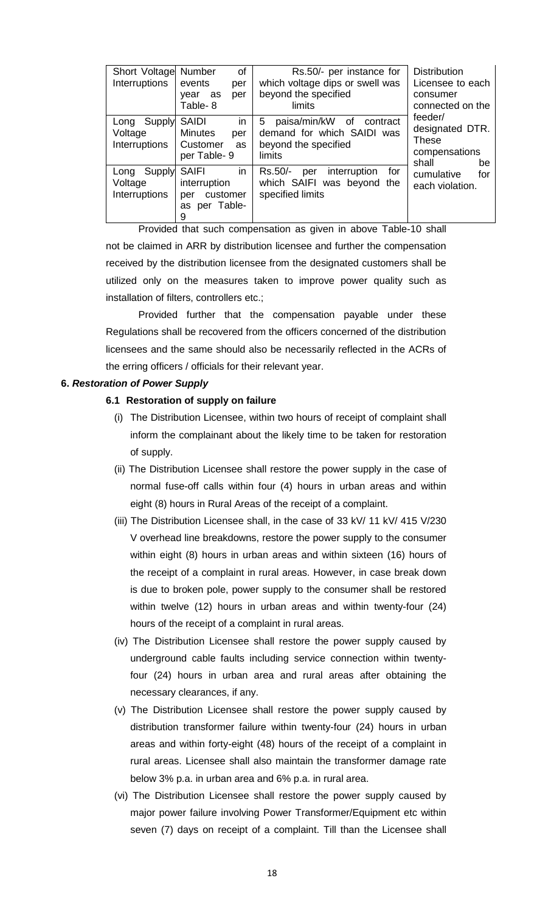| Short Voltage Interruptions | Number of events per year as per Table- 8 | Rs.50/- per instance for which voltage dips or swell was beyond the specified limits | Distribution Licensee to each consumer connected on the feeder/ designated DTR. These compensations shall be cumulative for each violation. |
|---|---|---|---|
| Long Supply Voltage Interruptions | SAIDI in Minutes per Customer as per Table- 9 | 5 paisa/min/kW of contract demand for which SAIDI was beyond the specified limits | |
| Long Supply Voltage Interruptions | SAIFI in interruption per customer as per Table- 9 | Rs.50/- per interruption for which SAIFI was beyond the specified limits | |

Provided that such compensation as given in above Table-10 shall not be claimed in ARR by distribution licensee and further the compensation received by the distribution licensee from the designated customers shall be utilized only on the measures taken to improve power quality such as installation of filters, controllers etc.;

Provided further that the compensation payable under these Regulations shall be recovered from the officers concerned of the distribution licensees and the same should also be necessarily reflected in the ACRs of the erring officers / officials for their relevant year.

**6. *Restoration of Power Supply***

**6.1 Restoration of supply on failure**

(i) The Distribution Licensee, within two hours of receipt of complaint shall inform the complainant about the likely time to be taken for restoration of supply.

(ii) The Distribution Licensee shall restore the power supply in the case of normal fuse-off calls within four (4) hours in urban areas and within eight (8) hours in Rural Areas of the receipt of a complaint.

(iii) The Distribution Licensee shall, in the case of 33 kV/ 11 kV/ 415 V/230 V overhead line breakdowns, restore the power supply to the consumer within eight (8) hours in urban areas and within sixteen (16) hours of the receipt of a complaint in rural areas. However, in case break down is due to broken pole, power supply to the consumer shall be restored within twelve (12) hours in urban areas and within twenty-four (24) hours of the receipt of a complaint in rural areas.

(iv) The Distribution Licensee shall restore the power supply caused by underground cable faults including service connection within twenty-four (24) hours in urban area and rural areas after obtaining the necessary clearances, if any.

(v) The Distribution Licensee shall restore the power supply caused by distribution transformer failure within twenty-four (24) hours in urban areas and within forty-eight (48) hours of the receipt of a complaint in rural areas. Licensee shall also maintain the transformer damage rate below 3% p.a. in urban area and 6% p.a. in rural area.

(vi) The Distribution Licensee shall restore the power supply caused by major power failure involving Power Transformer/Equipment etc within seven (7) days on receipt of a complaint. Till than the Licensee shall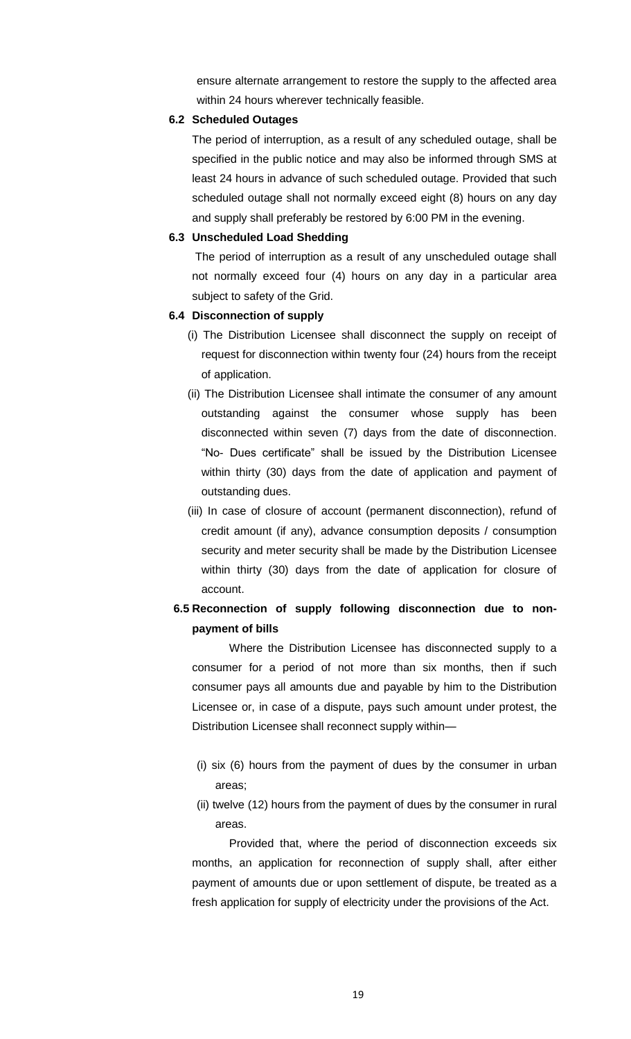ensure alternate arrangement to restore the supply to the affected area within 24 hours wherever technically feasible.

**6.2 Scheduled Outages**

The period of interruption, as a result of any scheduled outage, shall be specified in the public notice and may also be informed through SMS at least 24 hours in advance of such scheduled outage. Provided that such scheduled outage shall not normally exceed eight (8) hours on any day and supply shall preferably be restored by 6:00 PM in the evening.

**6.3 Unscheduled Load Shedding**

The period of interruption as a result of any unscheduled outage shall not normally exceed four (4) hours on any day in a particular area subject to safety of the Grid.

**6.4 Disconnection of supply**

(i) The Distribution Licensee shall disconnect the supply on receipt of request for disconnection within twenty four (24) hours from the receipt of application.

(ii) The Distribution Licensee shall intimate the consumer of any amount outstanding against the consumer whose supply has been disconnected within seven (7) days from the date of disconnection. "No- Dues certificate" shall be issued by the Distribution Licensee within thirty (30) days from the date of application and payment of outstanding dues.

(iii) In case of closure of account (permanent disconnection), refund of credit amount (if any), advance consumption deposits / consumption security and meter security shall be made by the Distribution Licensee within thirty (30) days from the date of application for closure of account.

**6.5 Reconnection of supply following disconnection due to non-payment of bills**

Where the Distribution Licensee has disconnected supply to a consumer for a period of not more than six months, then if such consumer pays all amounts due and payable by him to the Distribution Licensee or, in case of a dispute, pays such amount under protest, the Distribution Licensee shall reconnect supply within—

(i) six (6) hours from the payment of dues by the consumer in urban areas;

(ii) twelve (12) hours from the payment of dues by the consumer in rural areas.

Provided that, where the period of disconnection exceeds six months, an application for reconnection of supply shall, after either payment of amounts due or upon settlement of dispute, be treated as a fresh application for supply of electricity under the provisions of the Act.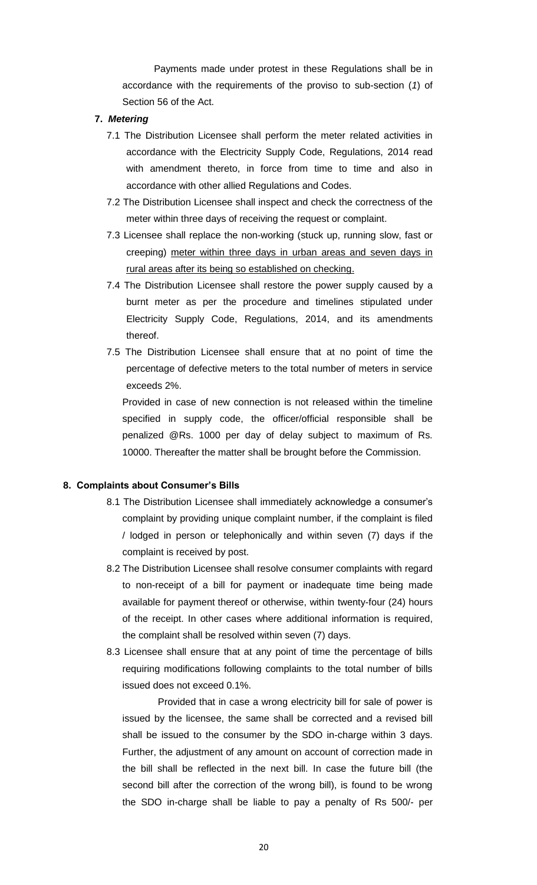Payments made under protest in these Regulations shall be in accordance with the requirements of the proviso to sub-section (*1*) of Section 56 of the Act.

**7. *Metering***

7.1 The Distribution Licensee shall perform the meter related activities in accordance with the Electricity Supply Code, Regulations, 2014 read with amendment thereto, in force from time to time and also in accordance with other allied Regulations and Codes.

7.2 The Distribution Licensee shall inspect and check the correctness of the meter within three days of receiving the request or complaint.

7.3 Licensee shall replace the non-working (stuck up, running slow, fast or creeping) <u>meter within three days in urban areas and seven days in rural areas after its being so established on checking.</u>

7.4 The Distribution Licensee shall restore the power supply caused by a burnt meter as per the procedure and timelines stipulated under Electricity Supply Code, Regulations, 2014, and its amendments thereof.

7.5 The Distribution Licensee shall ensure that at no point of time the percentage of defective meters to the total number of meters in service exceeds 2%.

Provided in case of new connection is not released within the timeline specified in supply code, the officer/official responsible shall be penalized @Rs. 1000 per day of delay subject to maximum of Rs. 10000. Thereafter the matter shall be brought before the Commission.

**8. Complaints about Consumer's Bills**

8.1 The Distribution Licensee shall immediately acknowledge a consumer's complaint by providing unique complaint number, if the complaint is filed / lodged in person or telephonically and within seven (7) days if the complaint is received by post.

8.2 The Distribution Licensee shall resolve consumer complaints with regard to non-receipt of a bill for payment or inadequate time being made available for payment thereof or otherwise, within twenty-four (24) hours of the receipt. In other cases where additional information is required, the complaint shall be resolved within seven (7) days.

8.3 Licensee shall ensure that at any point of time the percentage of bills requiring modifications following complaints to the total number of bills issued does not exceed 0.1%.

Provided that in case a wrong electricity bill for sale of power is issued by the licensee, the same shall be corrected and a revised bill shall be issued to the consumer by the SDO in-charge within 3 days. Further, the adjustment of any amount on account of correction made in the bill shall be reflected in the next bill. In case the future bill (the second bill after the correction of the wrong bill), is found to be wrong the SDO in-charge shall be liable to pay a penalty of Rs 500/- per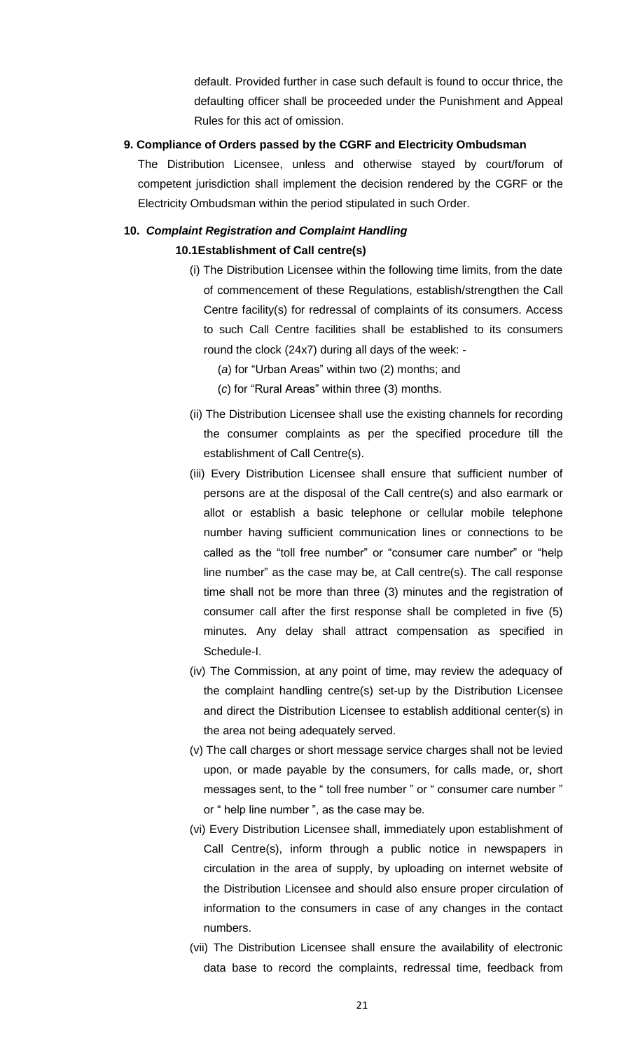default. Provided further in case such default is found to occur thrice, the defaulting officer shall be proceeded under the Punishment and Appeal Rules for this act of omission.

**9. Compliance of Orders passed by the CGRF and Electricity Ombudsman**

The Distribution Licensee, unless and otherwise stayed by court/forum of competent jurisdiction shall implement the decision rendered by the CGRF or the Electricity Ombudsman within the period stipulated in such Order.

**10. *Complaint Registration and Complaint Handling***

**10.1Establishment of Call centre(s)**

(i) The Distribution Licensee within the following time limits, from the date of commencement of these Regulations, establish/strengthen the Call Centre facility(s) for redressal of complaints of its consumers. Access to such Call Centre facilities shall be established to its consumers round the clock (24x7) during all days of the week: -

(*a*) for "Urban Areas" within two (2) months; and

(*c*) for "Rural Areas" within three (3) months.

(ii) The Distribution Licensee shall use the existing channels for recording the consumer complaints as per the specified procedure till the establishment of Call Centre(s).

(iii) Every Distribution Licensee shall ensure that sufficient number of persons are at the disposal of the Call centre(s) and also earmark or allot or establish a basic telephone or cellular mobile telephone number having sufficient communication lines or connections to be called as the "toll free number" or "consumer care number" or "help line number" as the case may be, at Call centre(s). The call response time shall not be more than three (3) minutes and the registration of consumer call after the first response shall be completed in five (5) minutes. Any delay shall attract compensation as specified in Schedule-I.

(iv) The Commission, at any point of time, may review the adequacy of the complaint handling centre(s) set-up by the Distribution Licensee and direct the Distribution Licensee to establish additional center(s) in the area not being adequately served.

(v) The call charges or short message service charges shall not be levied upon, or made payable by the consumers, for calls made, or, short messages sent, to the " toll free number " or " consumer care number " or " help line number ", as the case may be.

(vi) Every Distribution Licensee shall, immediately upon establishment of Call Centre(s), inform through a public notice in newspapers in circulation in the area of supply, by uploading on internet website of the Distribution Licensee and should also ensure proper circulation of information to the consumers in case of any changes in the contact numbers.

(vii) The Distribution Licensee shall ensure the availability of electronic data base to record the complaints, redressal time, feedback from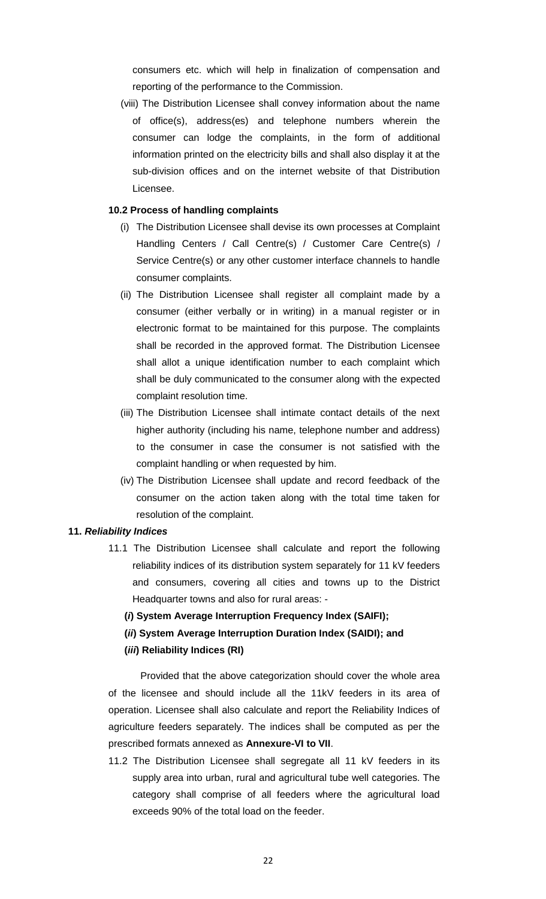consumers etc. which will help in finalization of compensation and reporting of the performance to the Commission.

(viii) The Distribution Licensee shall convey information about the name of office(s), address(es) and telephone numbers wherein the consumer can lodge the complaints, in the form of additional information printed on the electricity bills and shall also display it at the sub-division offices and on the internet website of that Distribution Licensee.

**10.2 Process of handling complaints**

(i) The Distribution Licensee shall devise its own processes at Complaint Handling Centers / Call Centre(s) / Customer Care Centre(s) / Service Centre(s) or any other customer interface channels to handle consumer complaints.

(ii) The Distribution Licensee shall register all complaint made by a consumer (either verbally or in writing) in a manual register or in electronic format to be maintained for this purpose. The complaints shall be recorded in the approved format. The Distribution Licensee shall allot a unique identification number to each complaint which shall be duly communicated to the consumer along with the expected complaint resolution time.

(iii) The Distribution Licensee shall intimate contact details of the next higher authority (including his name, telephone number and address) to the consumer in case the consumer is not satisfied with the complaint handling or when requested by him.

(iv) The Distribution Licensee shall update and record feedback of the consumer on the action taken along with the total time taken for resolution of the complaint.

**11. *Reliability Indices***

11.1 The Distribution Licensee shall calculate and report the following reliability indices of its distribution system separately for 11 kV feeders and consumers, covering all cities and towns up to the District Headquarter towns and also for rural areas: -

**(*i*) System Average Interruption Frequency Index (SAIFI);**

**(*ii*) System Average Interruption Duration Index (SAIDI); and**

**(*iii*) Reliability Indices (RI)**

Provided that the above categorization should cover the whole area of the licensee and should include all the 11kV feeders in its area of operation. Licensee shall also calculate and report the Reliability Indices of agriculture feeders separately. The indices shall be computed as per the prescribed formats annexed as **Annexure-VI to VII**.

11.2 The Distribution Licensee shall segregate all 11 kV feeders in its supply area into urban, rural and agricultural tube well categories. The category shall comprise of all feeders where the agricultural load exceeds 90% of the total load on the feeder.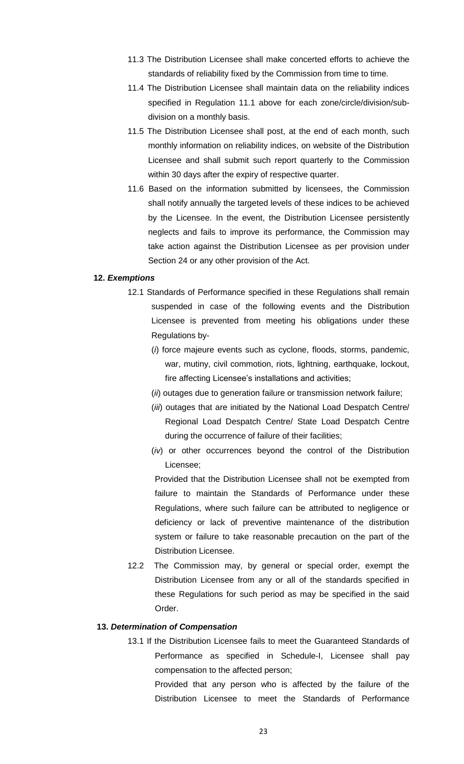11.3 The Distribution Licensee shall make concerted efforts to achieve the standards of reliability fixed by the Commission from time to time.

11.4 The Distribution Licensee shall maintain data on the reliability indices specified in Regulation 11.1 above for each zone/circle/division/sub-division on a monthly basis.

11.5 The Distribution Licensee shall post, at the end of each month, such monthly information on reliability indices, on website of the Distribution Licensee and shall submit such report quarterly to the Commission within 30 days after the expiry of respective quarter.

11.6 Based on the information submitted by licensees, the Commission shall notify annually the targeted levels of these indices to be achieved by the Licensee. In the event, the Distribution Licensee persistently neglects and fails to improve its performance, the Commission may take action against the Distribution Licensee as per provision under Section 24 or any other provision of the Act.

**12. *Exemptions***

12.1 Standards of Performance specified in these Regulations shall remain suspended in case of the following events and the Distribution Licensee is prevented from meeting his obligations under these Regulations by-

(*i*) force majeure events such as cyclone, floods, storms, pandemic, war, mutiny, civil commotion, riots, lightning, earthquake, lockout, fire affecting Licensee's installations and activities;

(*ii*) outages due to generation failure or transmission network failure;

(*iii*) outages that are initiated by the National Load Despatch Centre/ Regional Load Despatch Centre/ State Load Despatch Centre during the occurrence of failure of their facilities;

(*iv*) or other occurrences beyond the control of the Distribution Licensee;

Provided that the Distribution Licensee shall not be exempted from failure to maintain the Standards of Performance under these Regulations, where such failure can be attributed to negligence or deficiency or lack of preventive maintenance of the distribution system or failure to take reasonable precaution on the part of the Distribution Licensee.

12.2 The Commission may, by general or special order, exempt the Distribution Licensee from any or all of the standards specified in these Regulations for such period as may be specified in the said Order.

**13. *Determination of Compensation***

13.1 If the Distribution Licensee fails to meet the Guaranteed Standards of Performance as specified in Schedule-I, Licensee shall pay compensation to the affected person;

Provided that any person who is affected by the failure of the Distribution Licensee to meet the Standards of Performance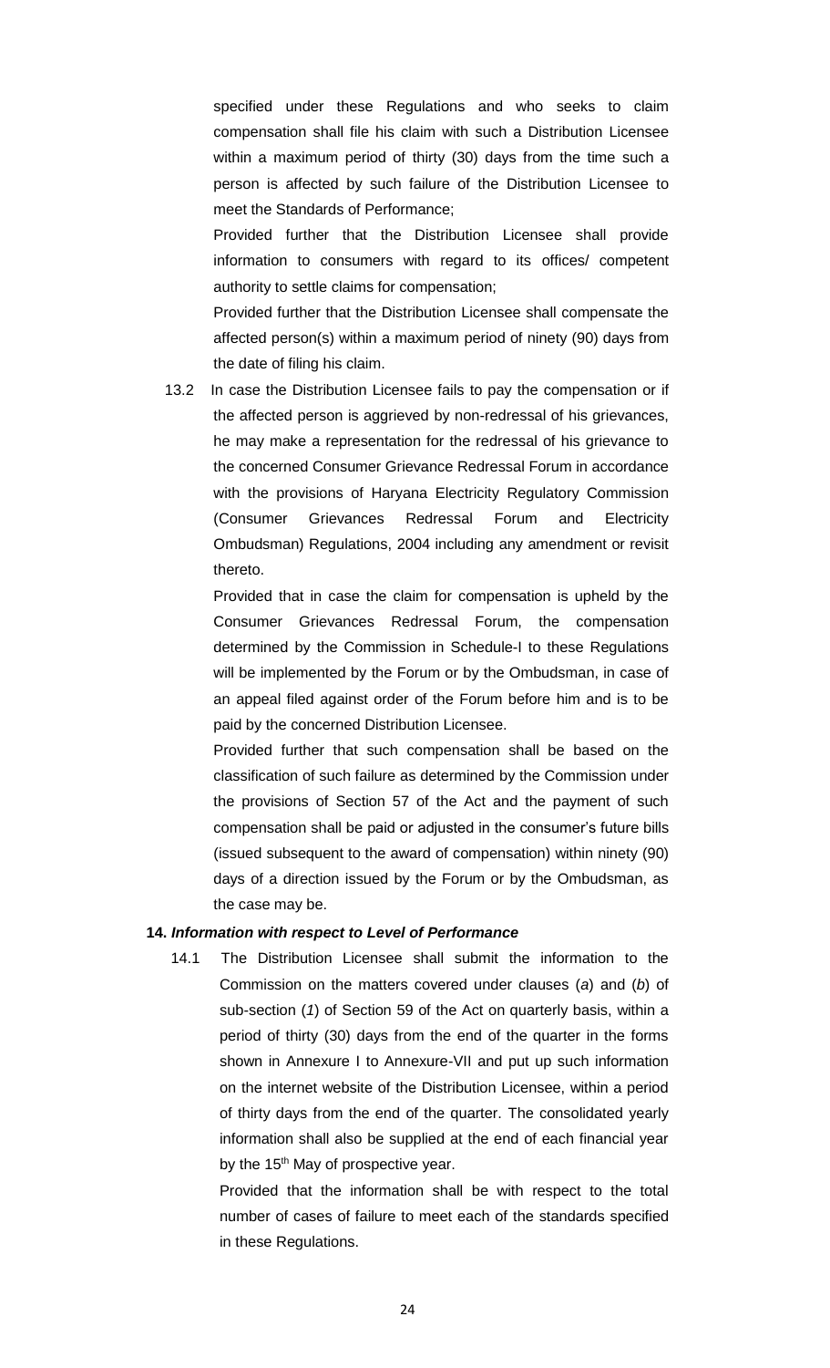specified under these Regulations and who seeks to claim compensation shall file his claim with such a Distribution Licensee within a maximum period of thirty (30) days from the time such a person is affected by such failure of the Distribution Licensee to meet the Standards of Performance;

Provided further that the Distribution Licensee shall provide information to consumers with regard to its offices/ competent authority to settle claims for compensation;

Provided further that the Distribution Licensee shall compensate the affected person(s) within a maximum period of ninety (90) days from the date of filing his claim.

13.2 In case the Distribution Licensee fails to pay the compensation or if the affected person is aggrieved by non-redressal of his grievances, he may make a representation for the redressal of his grievance to the concerned Consumer Grievance Redressal Forum in accordance with the provisions of Haryana Electricity Regulatory Commission (Consumer Grievances Redressal Forum and Electricity Ombudsman) Regulations, 2004 including any amendment or revisit thereto.

Provided that in case the claim for compensation is upheld by the Consumer Grievances Redressal Forum, the compensation determined by the Commission in Schedule-I to these Regulations will be implemented by the Forum or by the Ombudsman, in case of an appeal filed against order of the Forum before him and is to be paid by the concerned Distribution Licensee.

Provided further that such compensation shall be based on the classification of such failure as determined by the Commission under the provisions of Section 57 of the Act and the payment of such compensation shall be paid or adjusted in the consumer's future bills (issued subsequent to the award of compensation) within ninety (90) days of a direction issued by the Forum or by the Ombudsman, as the case may be.

**14. *Information with respect to Level of Performance***

14.1 The Distribution Licensee shall submit the information to the Commission on the matters covered under clauses (*a*) and (*b*) of sub-section (*1*) of Section 59 of the Act on quarterly basis, within a period of thirty (30) days from the end of the quarter in the forms shown in Annexure I to Annexure-VII and put up such information on the internet website of the Distribution Licensee, within a period of thirty days from the end of the quarter. The consolidated yearly information shall also be supplied at the end of each financial year by the 15th May of prospective year.

Provided that the information shall be with respect to the total number of cases of failure to meet each of the standards specified in these Regulations.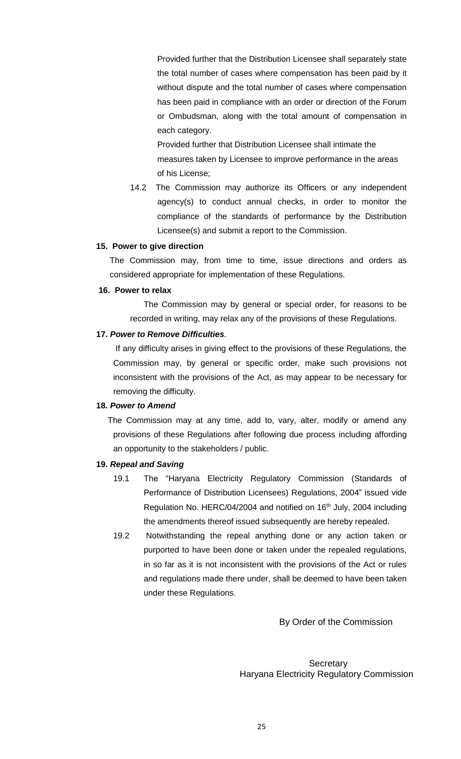Provided further that the Distribution Licensee shall separately state the total number of cases where compensation has been paid by it without dispute and the total number of cases where compensation has been paid in compliance with an order or direction of the Forum or Ombudsman, along with the total amount of compensation in each category.

Provided further that Distribution Licensee shall intimate the measures taken by Licensee to improve performance in the areas of his License;

14.2 The Commission may authorize its Officers or any independent agency(s) to conduct annual checks, in order to monitor the compliance of the standards of performance by the Distribution Licensee(s) and submit a report to the Commission.

**15. Power to give direction**

The Commission may, from time to time, issue directions and orders as considered appropriate for implementation of these Regulations.

**16. Power to relax**

The Commission may by general or special order, for reasons to be recorded in writing, may relax any of the provisions of these Regulations.

**17. *Power to Remove Difficulties*.**

If any difficulty arises in giving effect to the provisions of these Regulations, the Commission may, by general or specific order, make such provisions not inconsistent with the provisions of the Act, as may appear to be necessary for removing the difficulty.

**18. *Power to Amend***

The Commission may at any time, add to, vary, alter, modify or amend any provisions of these Regulations after following due process including affording an opportunity to the stakeholders / public.

**19. *Repeal and Saving***

19.1 The "Haryana Electricity Regulatory Commission (Standards of Performance of Distribution Licensees) Regulations, 2004" issued vide Regulation No. HERC/04/2004 and notified on 16th July, 2004 including the amendments thereof issued subsequently are hereby repealed.

19.2 Notwithstanding the repeal anything done or any action taken or purported to have been done or taken under the repealed regulations, in so far as it is not inconsistent with the provisions of the Act or rules and regulations made there under, shall be deemed to have been taken under these Regulations.

By Order of the Commission

Secretary
Haryana Electricity Regulatory Commission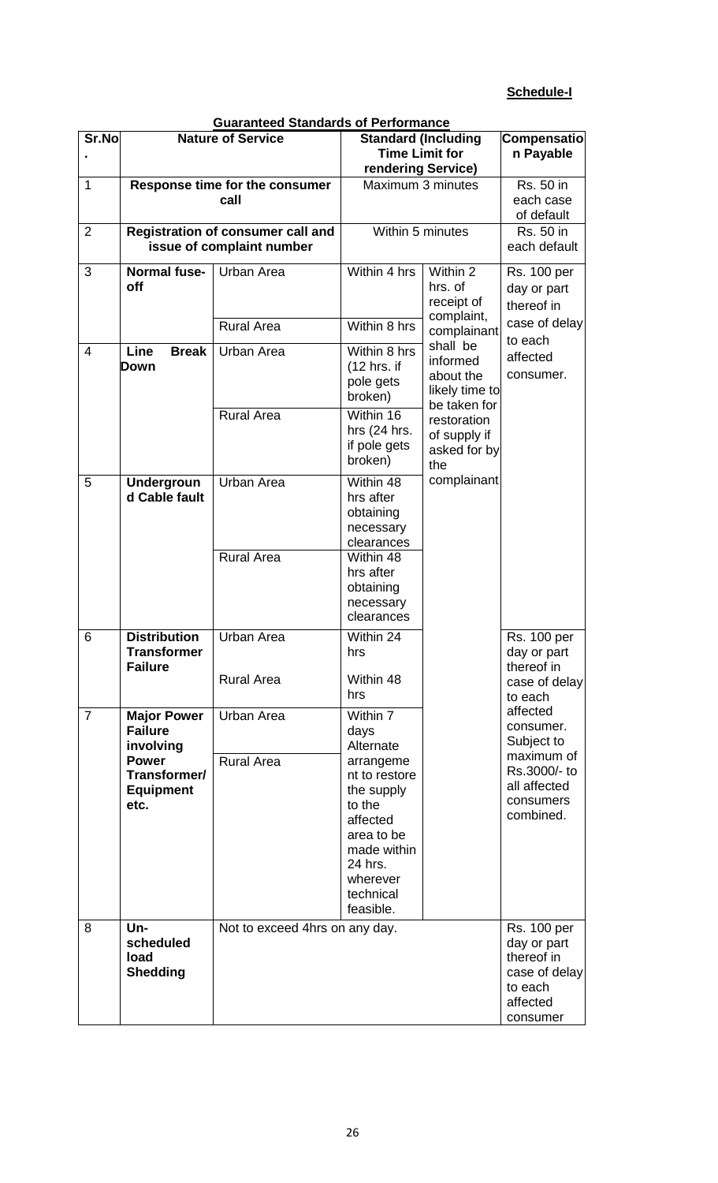**Schedule-I**

**Guaranteed Standards of Performance**

| Sr.No. | Nature of Service | | Standard (Including Time Limit for rendering Service) | | Compensation Payable |
|---|---|---|---|---|---|
| 1 | **Response time for the consumer call** | | Maximum 3 minutes | | Rs. 50 in each case of default |
| 2 | **Registration of consumer call and issue of complaint number** | | Within 5 minutes | | Rs. 50 in each default |
| 3 | **Normal fuse-off** | Urban Area | Within 4 hrs | Within 2 hrs. of receipt of complaint, complainant shall be informed about the likely time to be taken for restoration of supply if asked for by the complainant | Rs. 100 per day or part thereof in case of delay to each affected consumer. |
| | | Rural Area | Within 8 hrs | | |
| 4 | **Line Break Down** | Urban Area | Within 8 hrs (12 hrs. if pole gets broken) | | |
| | | Rural Area | Within 16 hrs (24 hrs. if pole gets broken) | | |
| 5 | **Underground Cable fault** | Urban Area | Within 48 hrs after obtaining necessary clearances | | |
| | | Rural Area | Within 48 hrs after obtaining necessary clearances | | |
| 6 | **Distribution Transformer Failure** | Urban Area | Within 24 hrs | | Rs. 100 per day or part thereof in case of delay to each affected consumer. Subject to maximum of Rs.3000/- to all affected consumers combined. |
| | | Rural Area | Within 48 hrs | | |
| 7 | **Major Power Failure involving Power Transformer/ Equipment etc.** | Urban Area | Within 7 days Alternate arrangement to restore the supply to the affected area to be made within 24 hrs. wherever technical feasible. | | |
| | | Rural Area | | | |
| 8 | **Un-scheduled load Shedding** | Not to exceed 4hrs on any day. | | | Rs. 100 per day or part thereof in case of delay to each affected consumer |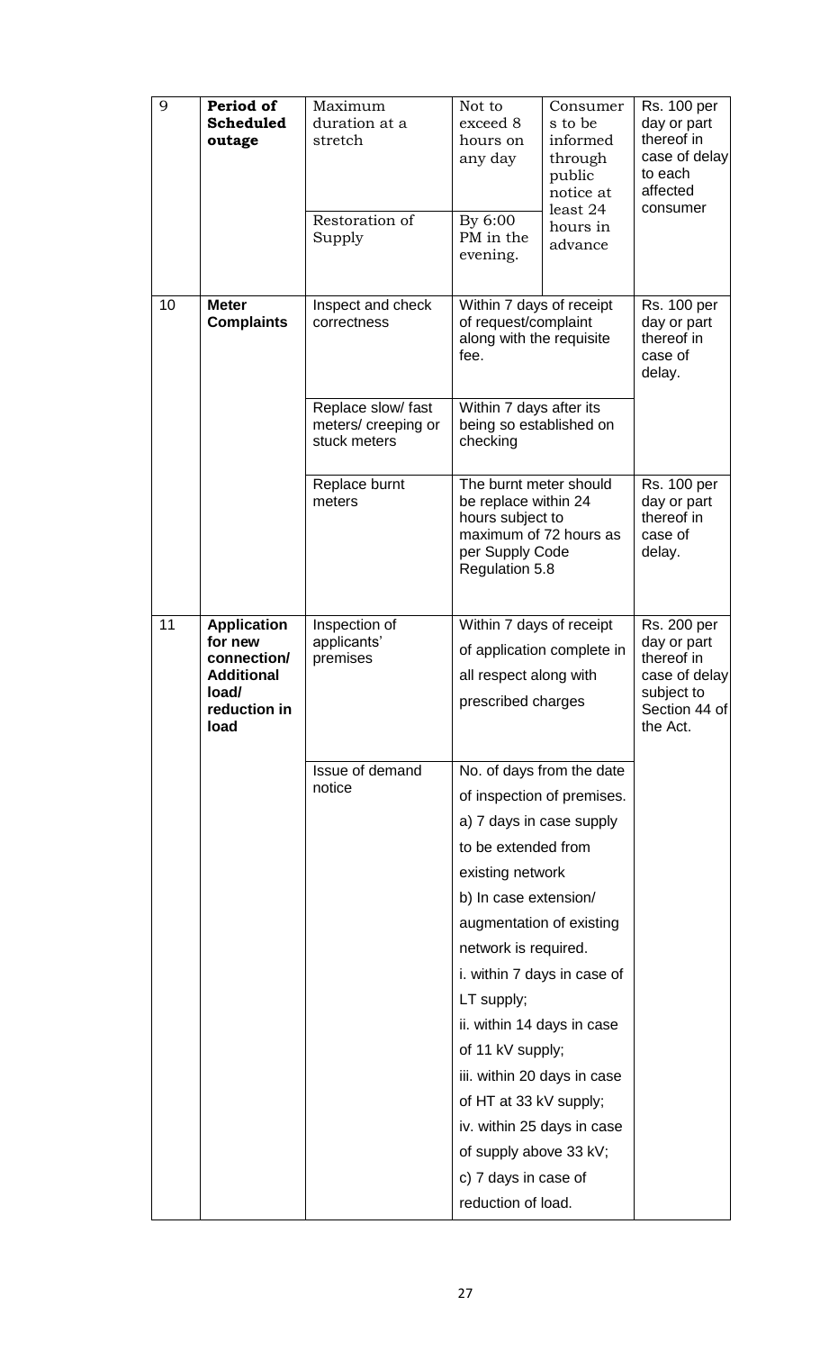| 9 | **Period of Scheduled outage** | Maximum duration at a stretch | Not to exceed 8 hours on any day | Consumers to be informed through public notice at least 24 hours in advance | Rs. 100 per day or part thereof in case of delay to each affected consumer |
|---|---|---|---|---|---|
| | | Restoration of Supply | By 6:00 PM in the evening. | | |
| 10 | **Meter Complaints** | Inspect and check correctness | Within 7 days of receipt of request/complaint along with the requisite fee. | | Rs. 100 per day or part thereof in case of delay. |
| | | Replace slow/ fast meters/ creeping or stuck meters | Within 7 days after its being so established on checking | | |
| | | Replace burnt meters | The burnt meter should be replace within 24 hours subject to maximum of 72 hours as per Supply Code Regulation 5.8 | | Rs. 100 per day or part thereof in case of delay. |
| 11 | **Application for new connection/ Additional load/ reduction in load** | Inspection of applicants' premises | Within 7 days of receipt of application complete in all respect along with prescribed charges | | Rs. 200 per day or part thereof in case of delay subject to Section 44 of the Act. |
| | | Issue of demand notice | No. of days from the date of inspection of premises. a) 7 days in case supply to be extended from existing network b) In case extension/ augmentation of existing network is required. i. within 7 days in case of LT supply; ii. within 14 days in case of 11 kV supply; iii. within 20 days in case of HT at 33 kV supply; iv. within 25 days in case of supply above 33 kV; c) 7 days in case of reduction of load. | | |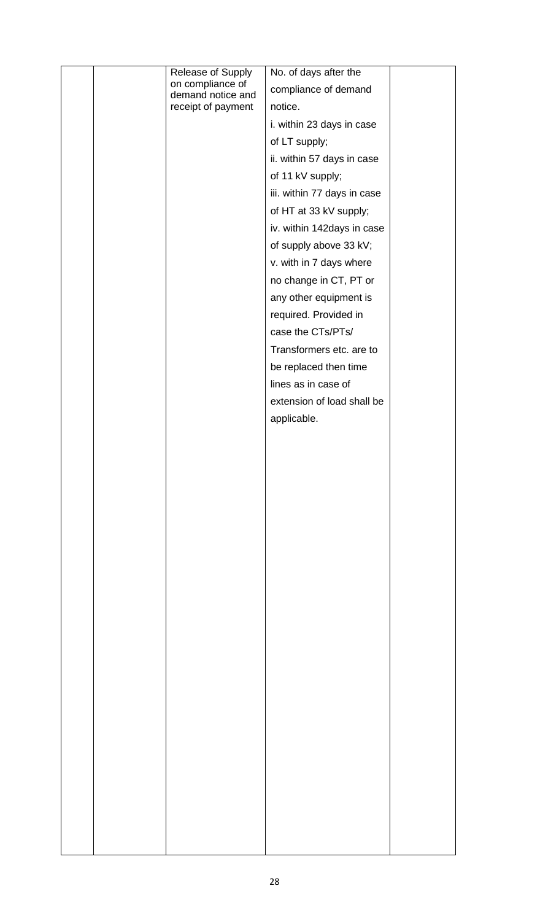|  |  | Release of Supply on compliance of demand notice and receipt of payment | No. of days after the compliance of demand notice.<br>i. within 23 days in case of LT supply;<br>ii. within 57 days in case of 11 kV supply;<br>iii. within 77 days in case of HT at 33 kV supply;<br>iv. within 142days in case of supply above 33 kV;<br>v. with in 7 days where no change in CT, PT or any other equipment is required. Provided in case the CTs/PTs/ Transformers etc. are to be replaced then time lines as in case of extension of load shall be applicable. |  |
|---|---|---|---|---|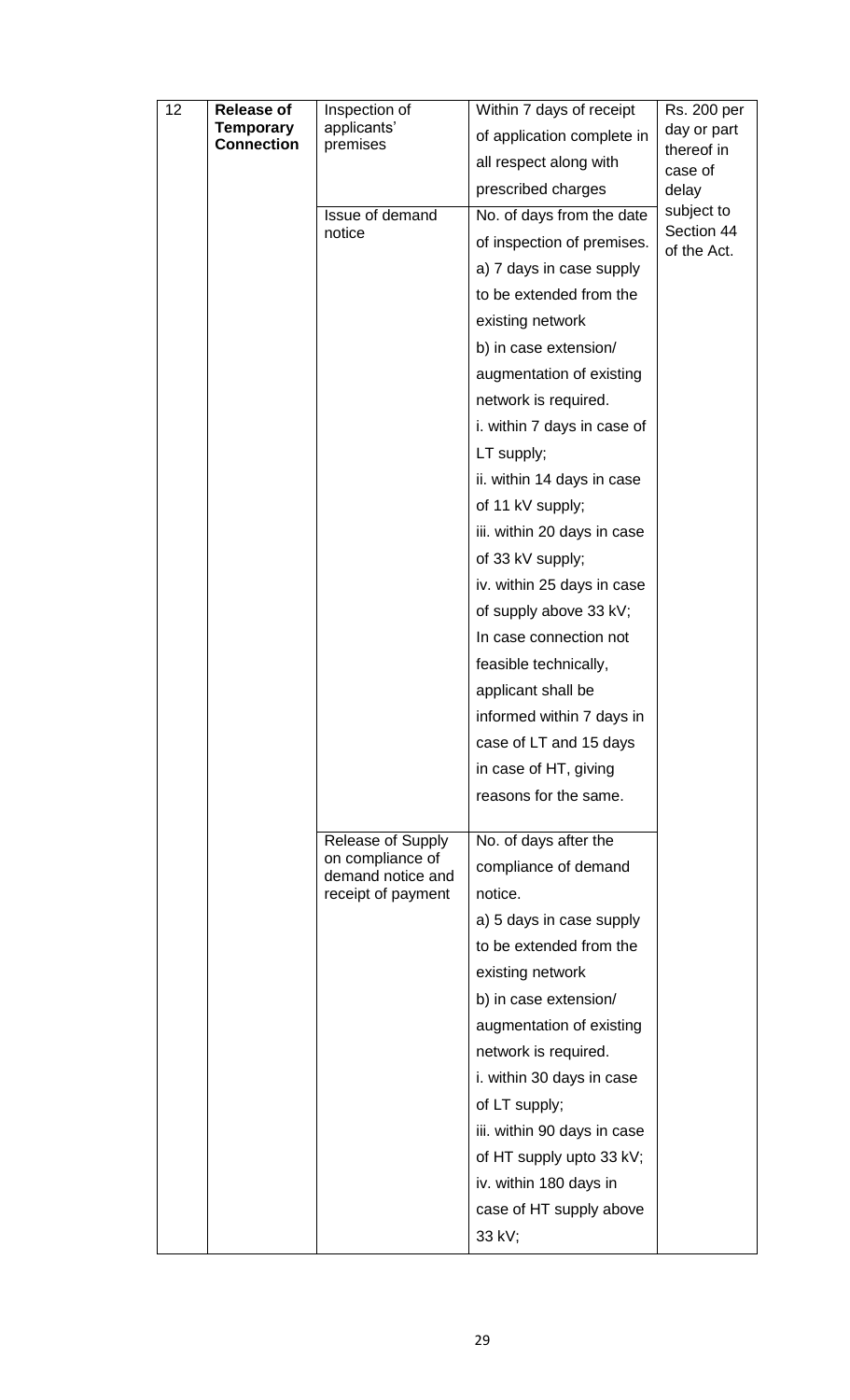| 12 | **Release of Temporary Connection** | Inspection of applicants' premises | Within 7 days of receipt of application complete in all respect along with prescribed charges | Rs. 200 per day or part thereof in case of delay subject to Section 44 of the Act. |
|---|---|---|---|---|
| | | Issue of demand notice | No. of days from the date of inspection of premises.<br>a) 7 days in case supply to be extended from the existing network<br>b) in case extension/ augmentation of existing network is required.<br>i. within 7 days in case of LT supply;<br>ii. within 14 days in case of 11 kV supply;<br>iii. within 20 days in case of 33 kV supply;<br>iv. within 25 days in case of supply above 33 kV;<br>In case connection not feasible technically, applicant shall be informed within 7 days in case of LT and 15 days in case of HT, giving reasons for the same. | |
| | | Release of Supply on compliance of demand notice and receipt of payment | No. of days after the compliance of demand notice.<br>a) 5 days in case supply to be extended from the existing network<br>b) in case extension/ augmentation of existing network is required.<br>i. within 30 days in case of LT supply;<br>iii. within 90 days in case of HT supply upto 33 kV;<br>iv. within 180 days in case of HT supply above 33 kV; | |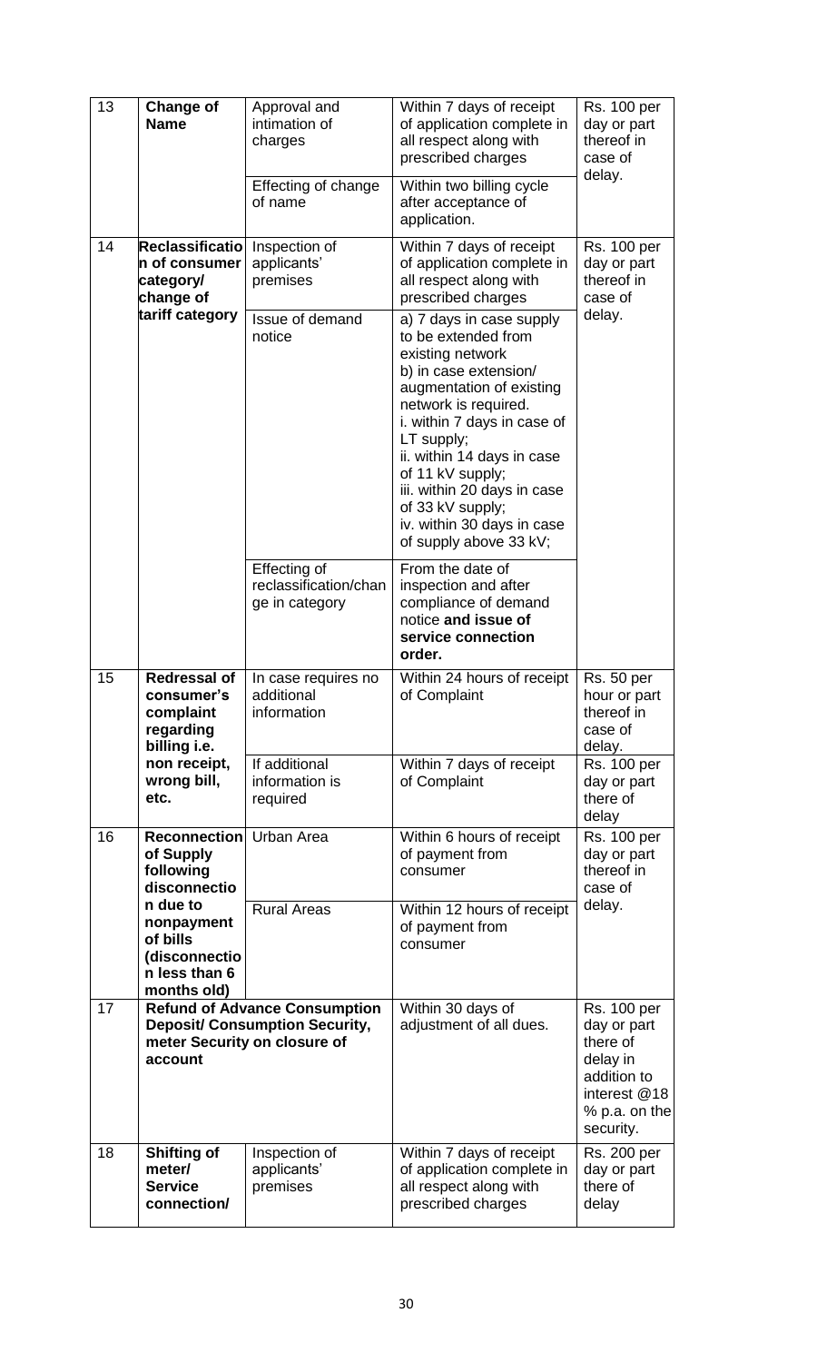| 13 | **Change of Name** | Approval and intimation of charges | Within 7 days of receipt of application complete in all respect along with prescribed charges | Rs. 100 per day or part thereof in case of delay. |
|---|---|---|---|---|
| | | Effecting of change of name | Within two billing cycle after acceptance of application. | |
| 14 | **Reclassification of consumer category/ change of tariff category** | Inspection of applicants' premises | Within 7 days of receipt of application complete in all respect along with prescribed charges | Rs. 100 per day or part thereof in case of delay. |
| | | Issue of demand notice | a) 7 days in case supply to be extended from existing network<br>b) in case extension/ augmentation of existing network is required.<br>i. within 7 days in case of LT supply;<br>ii. within 14 days in case of 11 kV supply;<br>iii. within 20 days in case of 33 kV supply;<br>iv. within 30 days in case of supply above 33 kV; | |
| | | Effecting of reclassification/change in category | From the date of inspection and after compliance of demand notice **and issue of service connection order.** | |
| 15 | **Redressal of consumer's complaint regarding billing i.e. non receipt, wrong bill, etc.** | In case requires no additional information | Within 24 hours of receipt of Complaint | Rs. 50 per hour or part thereof in case of delay. |
| | | If additional information is required | Within 7 days of receipt of Complaint | Rs. 100 per day or part there of delay |
| 16 | **Reconnection of Supply following disconnection due to nonpayment of bills (disconnection less than 6 months old)** | Urban Area | Within 6 hours of receipt of payment from consumer | Rs. 100 per day or part thereof in case of delay. |
| | | Rural Areas | Within 12 hours of receipt of payment from consumer | |
| 17 | **Refund of Advance Consumption Deposit/ Consumption Security, meter Security on closure of account** | | Within 30 days of adjustment of all dues. | Rs. 100 per day or part there of delay in addition to interest @18 % p.a. on the security. |
| 18 | **Shifting of meter/ Service connection/** | Inspection of applicants' premises | Within 7 days of receipt of application complete in all respect along with prescribed charges | Rs. 200 per day or part there of delay |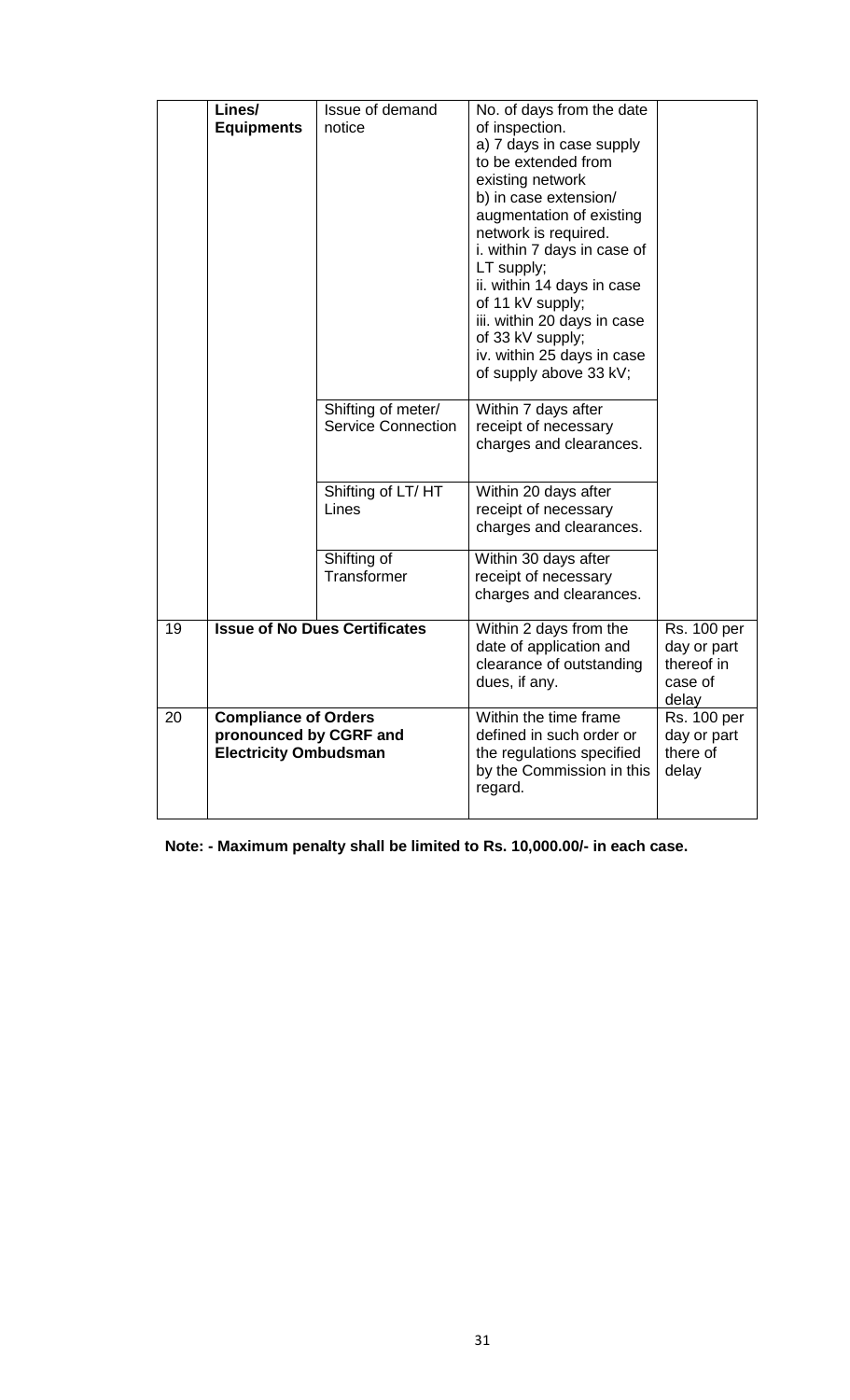| | | | | |
|---|---|---|---|---|
| | **Lines/ Equipments** | Issue of demand notice | No. of days from the date of inspection.<br>a) 7 days in case supply to be extended from existing network<br>b) in case extension/ augmentation of existing network is required.<br>i. within 7 days in case of LT supply;<br>ii. within 14 days in case of 11 kV supply;<br>iii. within 20 days in case of 33 kV supply;<br>iv. within 25 days in case of supply above 33 kV; | |
| | | Shifting of meter/ Service Connection | Within 7 days after receipt of necessary charges and clearances. | |
| | | Shifting of LT/ HT Lines | Within 20 days after receipt of necessary charges and clearances. | |
| | | Shifting of Transformer | Within 30 days after receipt of necessary charges and clearances. | |
| 19 | **Issue of No Dues Certificates** | | Within 2 days from the date of application and clearance of outstanding dues, if any. | Rs. 100 per day or part thereof in case of delay |
| 20 | **Compliance of Orders pronounced by CGRF and Electricity Ombudsman** | | Within the time frame defined in such order or the regulations specified by the Commission in this regard. | Rs. 100 per day or part there of delay |

**Note: - Maximum penalty shall be limited to Rs. 10,000.00/- in each case.**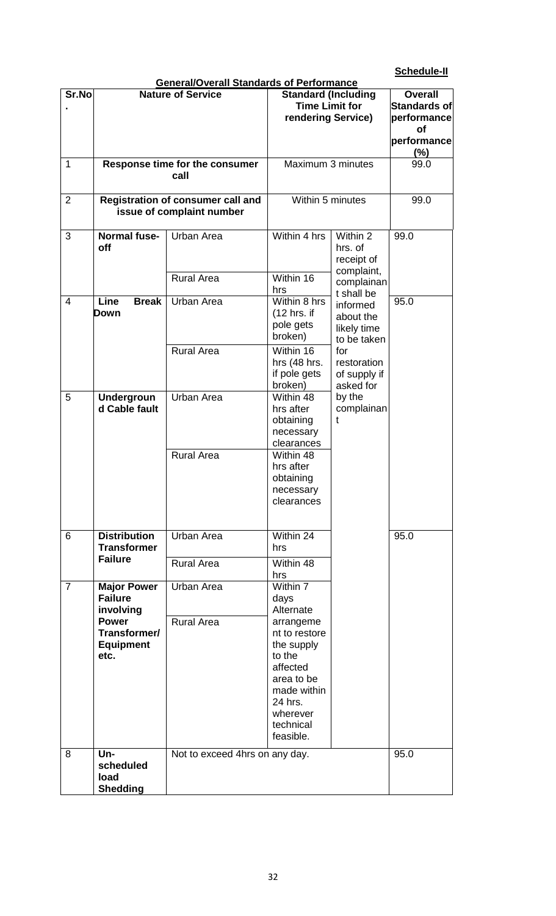**Schedule-II**

**General/Overall Standards of Performance**

| Sr.No. | Nature of Service | | Standard (Including Time Limit for rendering Service) | | Overall Standards of performance of performance (%) |
|---|---|---|---|---|---|
| 1 | **Response time for the consumer call** | | Maximum 3 minutes | | 99.0 |
| 2 | **Registration of consumer call and issue of complaint number** | | Within 5 minutes | | 99.0 |
| 3 | **Normal fuse-off** | Urban Area | Within 4 hrs | Within 2 hrs. of receipt of complaint, complainant shall be informed about the likely time to be taken for restoration of supply if asked for by the complainant | 99.0 |
| | | Rural Area | Within 16 hrs | | |
| 4 | **Line Break Down** | Urban Area | Within 8 hrs (12 hrs. if pole gets broken) | | 95.0 |
| | | Rural Area | Within 16 hrs (48 hrs. if pole gets broken) | | |
| 5 | **Underground Cable fault** | Urban Area | Within 48 hrs after obtaining necessary clearances | | |
| | | Rural Area | Within 48 hrs after obtaining necessary clearances | | |
| 6 | **Distribution Transformer Failure** | Urban Area | Within 24 hrs | | 95.0 |
| | | Rural Area | Within 48 hrs | | |
| 7 | **Major Power Failure involving Power Transformer/ Equipment etc.** | Urban Area | Within 7 days Alternate arrangement to restore the supply to the affected area to be made within 24 hrs. wherever technical feasible. | | |
| | | Rural Area | | | |
| 8 | **Un-scheduled load Shedding** | Not to exceed 4hrs on any day. | | | 95.0 |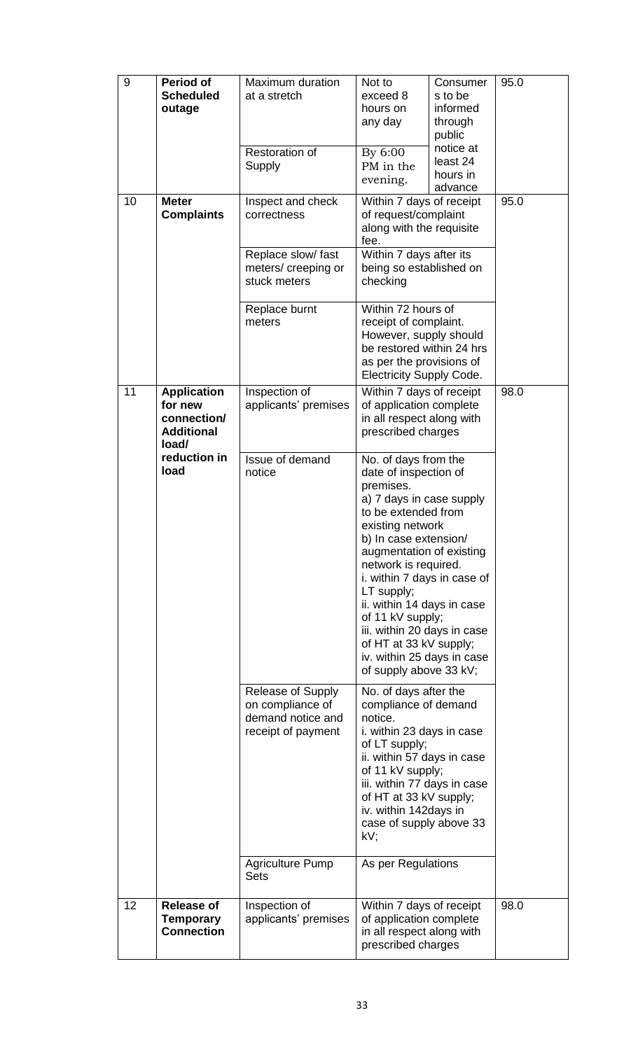| 9 | **Period of Scheduled outage** | Maximum duration at a stretch | Not to exceed 8 hours on any day | Consumers to be informed through public notice at least 24 hours in advance | 95.0 |
|---|---|---|---|---|---|
| | | Restoration of Supply | By 6:00 PM in the evening. | | |
| 10 | **Meter Complaints** | Inspect and check correctness | Within 7 days of receipt of request/complaint along with the requisite fee. | | 95.0 |
| | | Replace slow/ fast meters/ creeping or stuck meters | Within 7 days after its being so established on checking | | |
| | | Replace burnt meters | Within 72 hours of receipt of complaint. However, supply should be restored within 24 hrs as per the provisions of Electricity Supply Code. | | |
| 11 | **Application for new connection/ Additional load/ reduction in load** | Inspection of applicants' premises | Within 7 days of receipt of application complete in all respect along with prescribed charges | | 98.0 |
| | | Issue of demand notice | No. of days from the date of inspection of premises.<br>a) 7 days in case supply to be extended from existing network<br>b) In case extension/ augmentation of existing network is required.<br>i. within 7 days in case of LT supply;<br>ii. within 14 days in case of 11 kV supply;<br>iii. within 20 days in case of HT at 33 kV supply;<br>iv. within 25 days in case of supply above 33 kV; | | |
| | | Release of Supply on compliance of demand notice and receipt of payment | No. of days after the compliance of demand notice.<br>i. within 23 days in case of LT supply;<br>ii. within 57 days in case of 11 kV supply;<br>iii. within 77 days in case of HT at 33 kV supply;<br>iv. within 142days in case of supply above 33 kV; | | |
| | | Agriculture Pump Sets | As per Regulations | | |
| 12 | **Release of Temporary Connection** | Inspection of applicants' premises | Within 7 days of receipt of application complete in all respect along with prescribed charges | | 98.0 |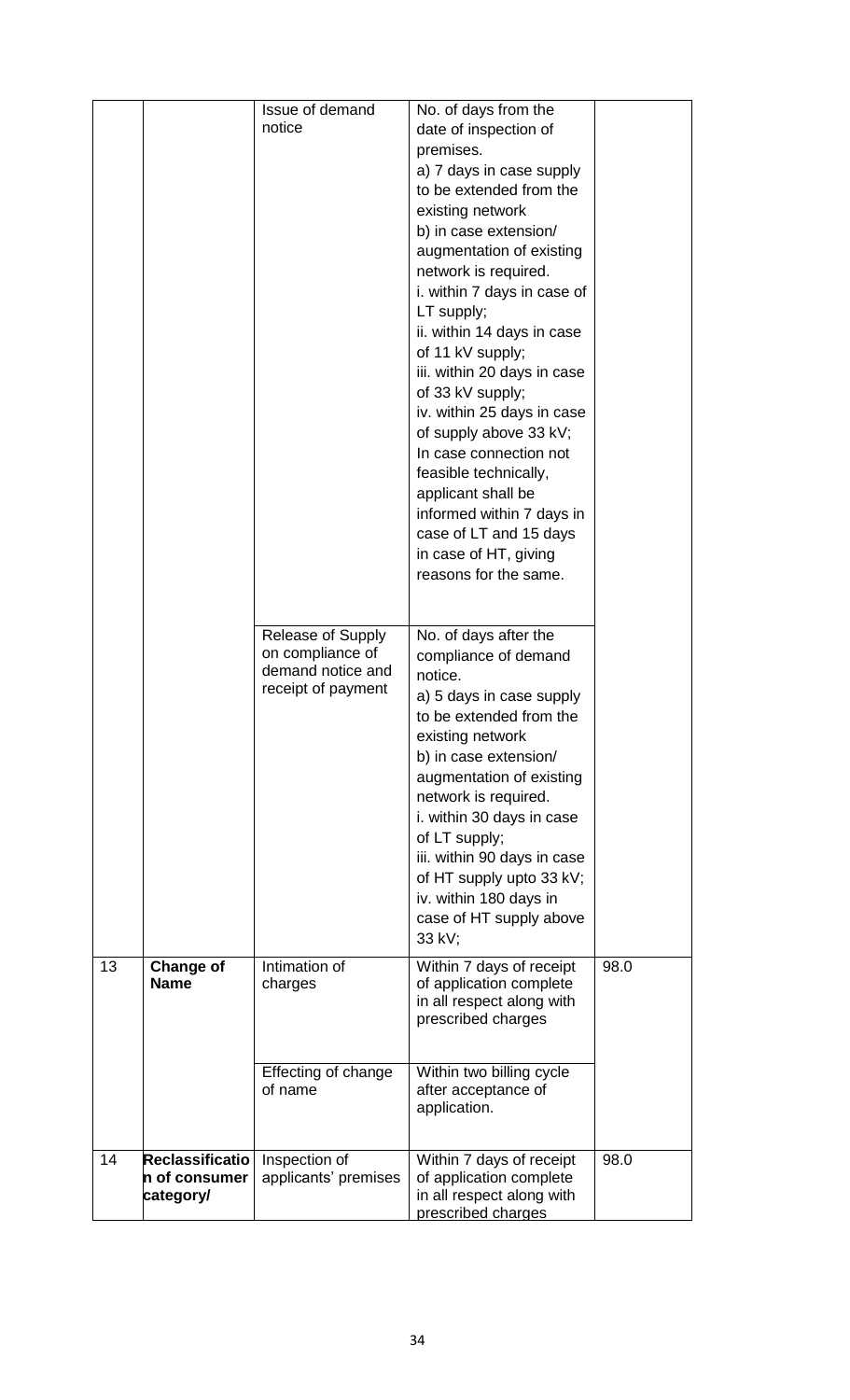| | | | | |
|---|---|---|---|---|
| | | Issue of demand notice | No. of days from the date of inspection of premises.<br>a) 7 days in case supply to be extended from the existing network<br>b) in case extension/ augmentation of existing network is required.<br>i. within 7 days in case of LT supply;<br>ii. within 14 days in case of 11 kV supply;<br>iii. within 20 days in case of 33 kV supply;<br>iv. within 25 days in case of supply above 33 kV;<br>In case connection not feasible technically, applicant shall be informed within 7 days in case of LT and 15 days in case of HT, giving reasons for the same. | |
| | | Release of Supply on compliance of demand notice and receipt of payment | No. of days after the compliance of demand notice.<br>a) 5 days in case supply to be extended from the existing network<br>b) in case extension/ augmentation of existing network is required.<br>i. within 30 days in case of LT supply;<br>iii. within 90 days in case of HT supply upto 33 kV;<br>iv. within 180 days in case of HT supply above 33 kV; | |
| 13 | **Change of Name** | Intimation of charges | Within 7 days of receipt of application complete in all respect along with prescribed charges | 98.0 |
| | | Effecting of change of name | Within two billing cycle after acceptance of application. | |
| 14 | **Reclassification of consumer category/** | Inspection of applicants' premises | Within 7 days of receipt of application complete in all respect along with prescribed charges | 98.0 |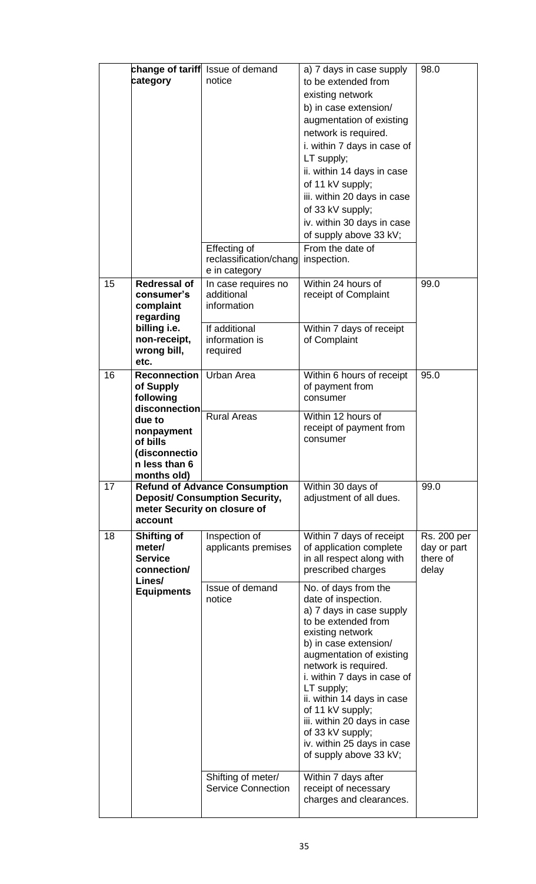| | | | | |
|---|---|---|---|---|
| | **change of tariff category** | Issue of demand notice | a) 7 days in case supply to be extended from existing network<br>b) in case extension/ augmentation of existing network is required.<br>i. within 7 days in case of LT supply;<br>ii. within 14 days in case of 11 kV supply;<br>iii. within 20 days in case of 33 kV supply;<br>iv. within 30 days in case of supply above 33 kV; | 98.0 |
| | | Effecting of reclassification/change in category | From the date of inspection. | |
| 15 | **Redressal of consumer's complaint regarding billing i.e. non-receipt, wrong bill, etc.** | In case requires no additional information | Within 24 hours of receipt of Complaint | 99.0 |
| | | If additional information is required | Within 7 days of receipt of Complaint | |
| 16 | **Reconnection of Supply following disconnection due to nonpayment of bills (disconnection less than 6 months old)** | Urban Area | Within 6 hours of receipt of payment from consumer | 95.0 |
| | | Rural Areas | Within 12 hours of receipt of payment from consumer | |
| 17 | **Refund of Advance Consumption Deposit/ Consumption Security, meter Security on closure of account** | | Within 30 days of adjustment of all dues. | 99.0 |
| 18 | **Shifting of meter/ Service connection/ Lines/ Equipments** | Inspection of applicants premises | Within 7 days of receipt of application complete in all respect along with prescribed charges | Rs. 200 per day or part there of delay |
| | | Issue of demand notice | No. of days from the date of inspection.<br>a) 7 days in case supply to be extended from existing network<br>b) in case extension/ augmentation of existing network is required.<br>i. within 7 days in case of LT supply;<br>ii. within 14 days in case of 11 kV supply;<br>iii. within 20 days in case of 33 kV supply;<br>iv. within 25 days in case of supply above 33 kV; | |
| | | Shifting of meter/ Service Connection | Within 7 days after receipt of necessary charges and clearances. | |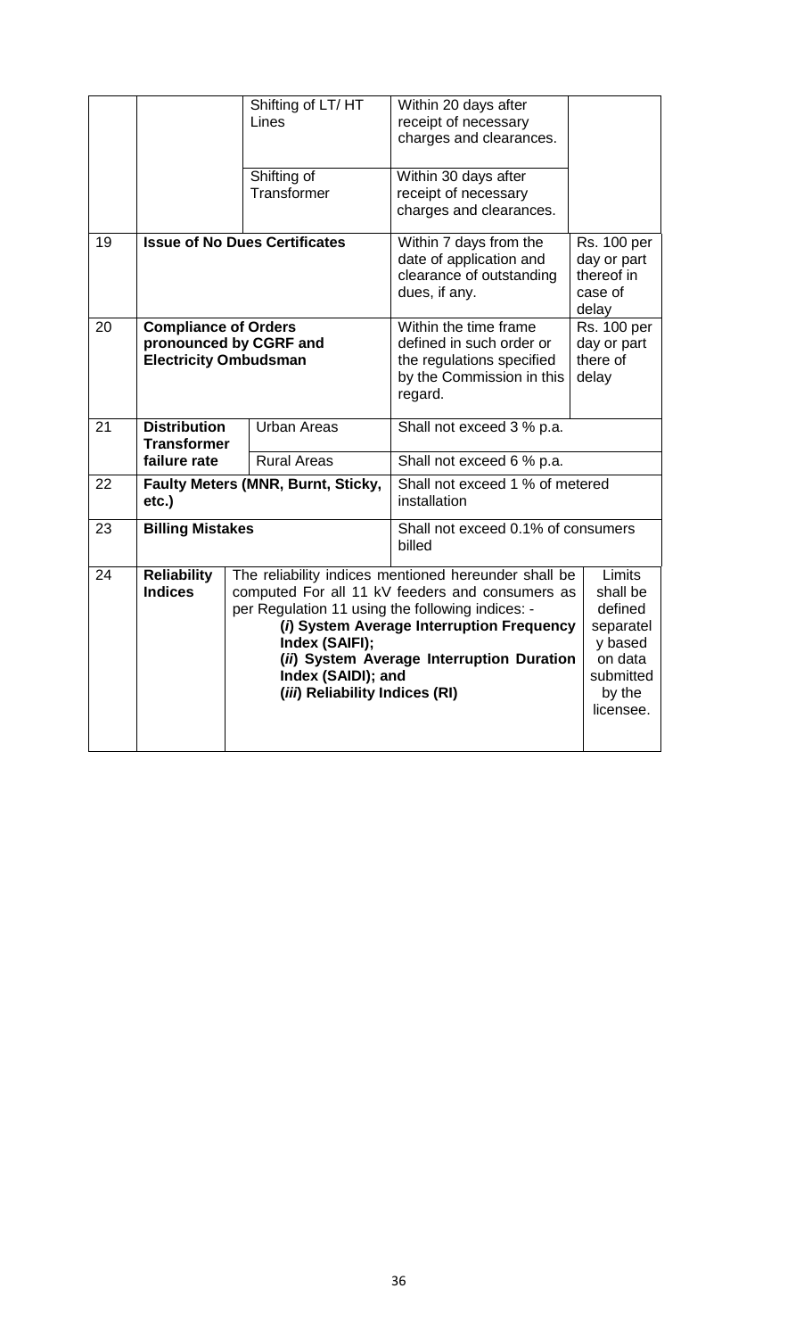| | | | | |
|---|---|---|---|---|
| | | Shifting of LT/ HT Lines | Within 20 days after receipt of necessary charges and clearances. | |
| | | Shifting of Transformer | Within 30 days after receipt of necessary charges and clearances. | |
| 19 | **Issue of No Dues Certificates** | | Within 7 days from the date of application and clearance of outstanding dues, if any. | Rs. 100 per day or part thereof in case of delay |
| 20 | **Compliance of Orders pronounced by CGRF and Electricity Ombudsman** | | Within the time frame defined in such order or the regulations specified by the Commission in this regard. | Rs. 100 per day or part there of delay |
| 21 | **Distribution Transformer failure rate** | Urban Areas | Shall not exceed 3 % p.a. | |
| | | Rural Areas | Shall not exceed 6 % p.a. | |
| 22 | **Faulty Meters (MNR, Burnt, Sticky, etc.)** | | Shall not exceed 1 % of metered installation | |
| 23 | **Billing Mistakes** | | Shall not exceed 0.1% of consumers billed | |
| 24 | **Reliability Indices** | The reliability indices mentioned hereunder shall be computed For all 11 kV feeders and consumers as per Regulation 11 using the following indices: - **(*i*) System Average Interruption Frequency Index (SAIFI); (*ii*) System Average Interruption Duration Index (SAIDI); and (*iii*) Reliability Indices (RI)** | | Limits shall be defined separately based on data submitted by the licensee. |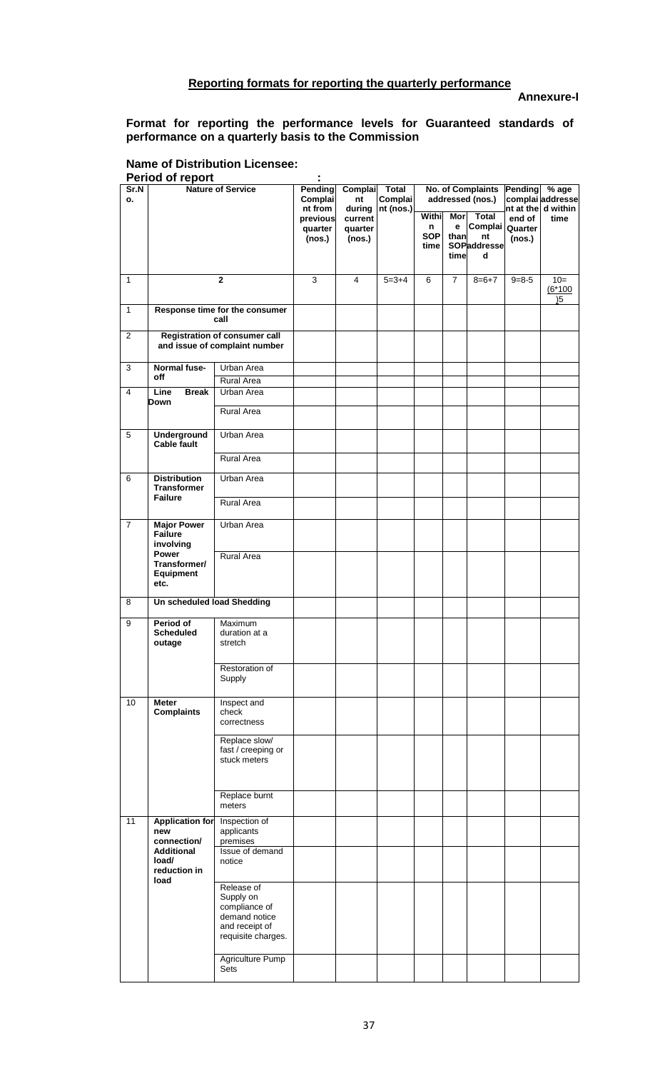## Reporting formats for reporting the quarterly performance

**Annexure-I**

**Format for reporting the performance levels for Guaranteed standards of performance on a quarterly basis to the Commission**

**Name of Distribution Licensee:**

**Period of report :**

| Sr.No. | Nature of Service | | Pending Complaint from previous quarter (nos.) | Complaint during current quarter (nos.) | Total Complaint (nos.) | No. of Complaints addressed (nos.) | | | Pending complaint at the end of Quarter (nos.) | % age addressed within time |
|---|---|---|---|---|---|---|---|---|---|---|
| | | | | | | Within SOP time | More than SOP time | Total Complaint addressed | | |
| 1 | 2 | | 3 | 4 | 5=3+4 | 6 | 7 | 8=6+7 | 9=8-5 | 10=(6*100)/5 |
| 1 | Response time for the consumer call | | | | | | | | | |
| 2 | Registration of consumer call and issue of complaint number | | | | | | | | | |
| 3 | Normal fuse-off | Urban Area | | | | | | | | |
| | | Rural Area | | | | | | | | |
| 4 | Line Break Down | Urban Area | | | | | | | | |
| | | Rural Area | | | | | | | | |
| 5 | Underground Cable fault | Urban Area | | | | | | | | |
| | | Rural Area | | | | | | | | |
| 6 | Distribution Transformer Failure | Urban Area | | | | | | | | |
| | | Rural Area | | | | | | | | |
| 7 | Major Power Failure involving Power Transformer/ Equipment etc. | Urban Area | | | | | | | | |
| | | Rural Area | | | | | | | | |
| 8 | Un scheduled load Shedding | | | | | | | | | |
| 9 | Period of Scheduled outage | Maximum duration at a stretch | | | | | | | | |
| | | Restoration of Supply | | | | | | | | |
| 10 | Meter Complaints | Inspect and check correctness | | | | | | | | |
| | | Replace slow/ fast / creeping or stuck meters | | | | | | | | |
| | | Replace burnt meters | | | | | | | | |
| 11 | Application for new connection/ Additional load/ reduction in load | Inspection of applicants premises | | | | | | | | |
| | | Issue of demand notice | | | | | | | | |
| | | Release of Supply on compliance of demand notice and receipt of requisite charges. | | | | | | | | |
| | | Agriculture Pump Sets | | | | | | | | |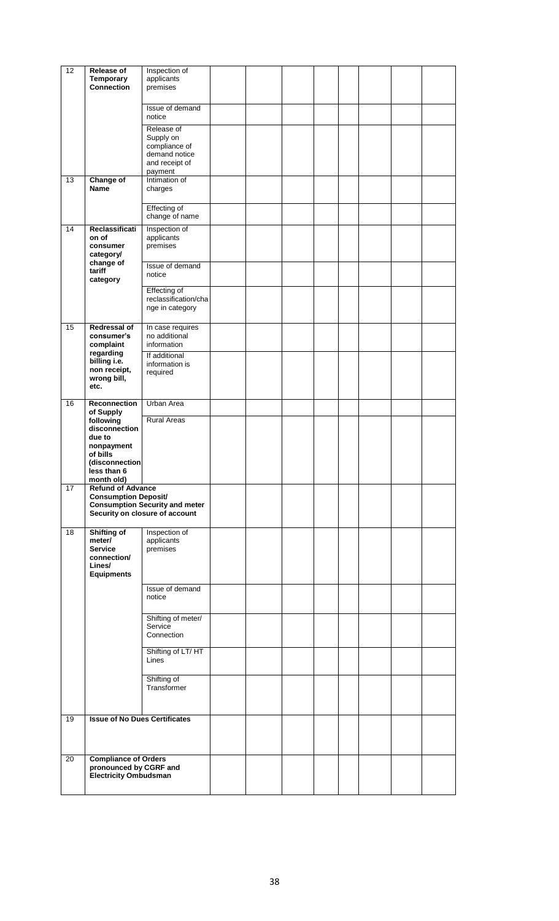| | | | | | | | | | | |
|---|---|---|---|---|---|---|---|---|---|---|
| 12 | **Release of Temporary Connection** | Inspection of applicants premises | | | | | | | | |
| | | Issue of demand notice | | | | | | | | |
| | | Release of Supply on compliance of demand notice and receipt of payment | | | | | | | | |
| 13 | **Change of Name** | Intimation of charges | | | | | | | | |
| | | Effecting of change of name | | | | | | | | |
| 14 | **Reclassification of consumer category/ change of tariff category** | Inspection of applicants premises | | | | | | | | |
| | | Issue of demand notice | | | | | | | | |
| | | Effecting of reclassification/change in category | | | | | | | | |
| 15 | **Redressal of consumer's complaint regarding billing i.e. non receipt, wrong bill, etc.** | In case requires no additional information | | | | | | | | |
| | | If additional information is required | | | | | | | | |
| 16 | **Reconnection of Supply following disconnection due to nonpayment of bills (disconnection less than 6 month old)** | Urban Area | | | | | | | | |
| | | Rural Areas | | | | | | | | |
| 17 | **Refund of Advance Consumption Deposit/ Consumption Security and meter Security on closure of account** | | | | | | | | | |
| 18 | **Shifting of meter/ Service connection/ Lines/ Equipments** | Inspection of applicants premises | | | | | | | | |
| | | Issue of demand notice | | | | | | | | |
| | | Shifting of meter/ Service Connection | | | | | | | | |
| | | Shifting of LT/ HT Lines | | | | | | | | |
| | | Shifting of Transformer | | | | | | | | |
| 19 | **Issue of No Dues Certificates** | | | | | | | | | |
| 20 | **Compliance of Orders pronounced by CGRF and Electricity Ombudsman** | | | | | | | | | |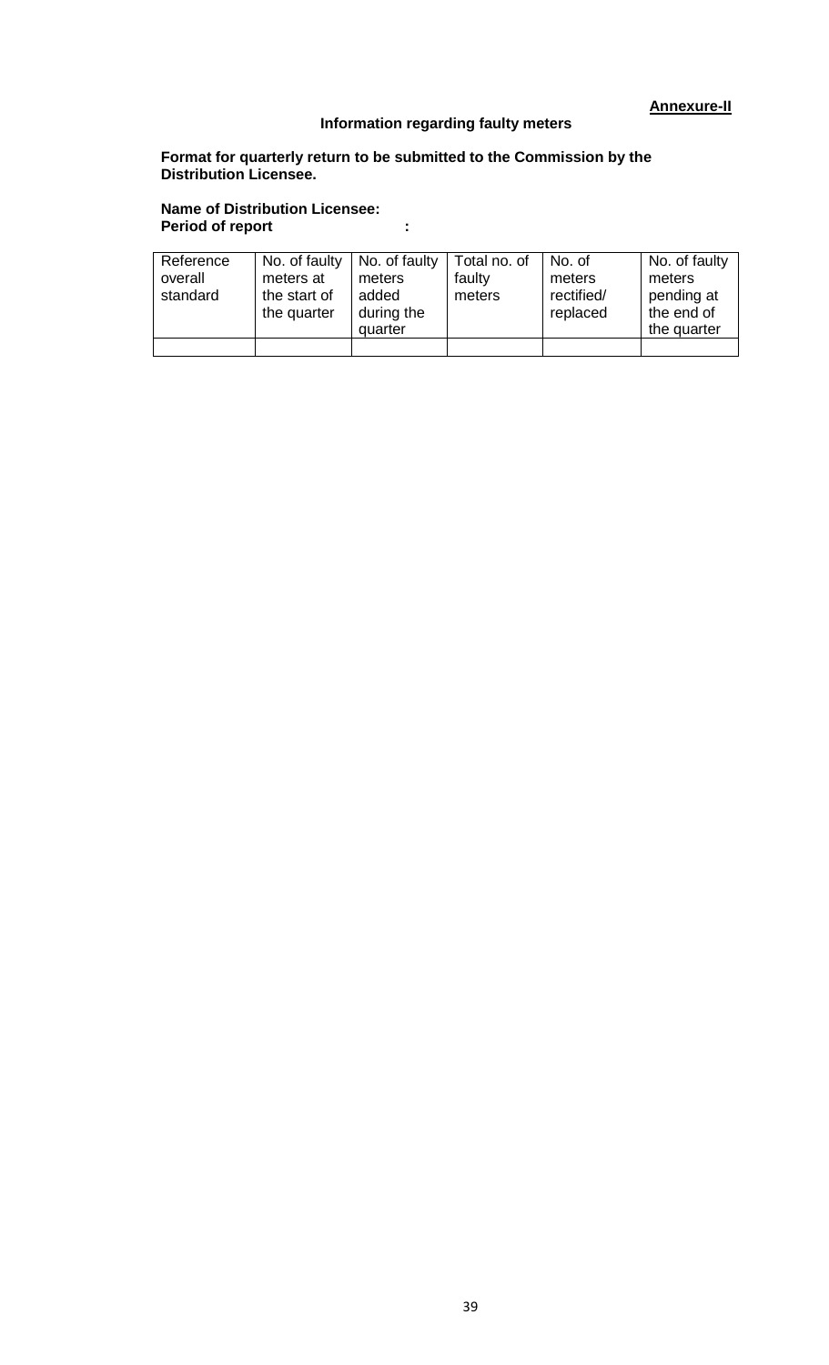**Annexure-II**

**Information regarding faulty meters**

**Format for quarterly return to be submitted to the Commission by the Distribution Licensee.**

**Name of Distribution Licensee:**
**Period of report :**

| Reference overall standard | No. of faulty meters at the start of the quarter | No. of faulty meters added during the quarter | Total no. of faulty meters | No. of meters rectified/ replaced | No. of faulty meters pending at the end of the quarter |
|---|---|---|---|---|---|
| | | | | | |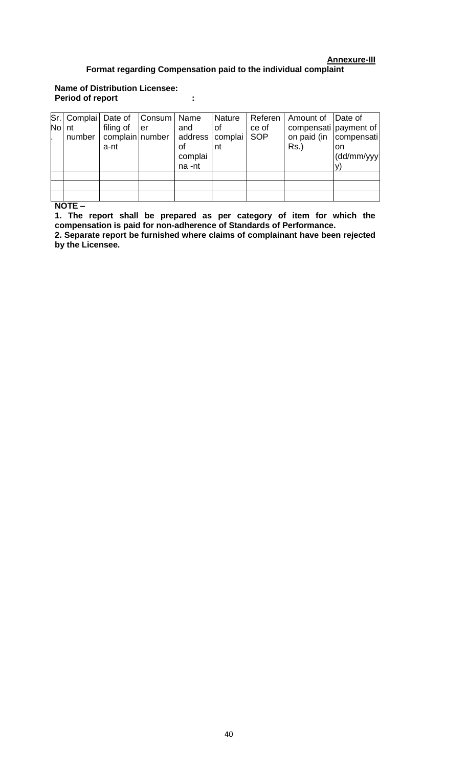**Annexure-III**

**Format regarding Compensation paid to the individual complaint**

**Name of Distribution Licensee:**
**Period of report :**

| Sr. No. | Complaint number | Date of filing of complain a-nt | Consumer number | Name and address of complaina -nt | Nature of complaint | Reference of SOP | Amount of compensation paid (in Rs.) | Date of payment of compensation (dd/mm/yyyy) |
|---|---|---|---|---|---|---|---|---|
| | | | | | | | | |
| | | | | | | | | |
| | | | | | | | | |

**NOTE –**

**1. The report shall be prepared as per category of item for which the compensation is paid for non-adherence of Standards of Performance.**

**2. Separate report be furnished where claims of complainant have been rejected by the Licensee.**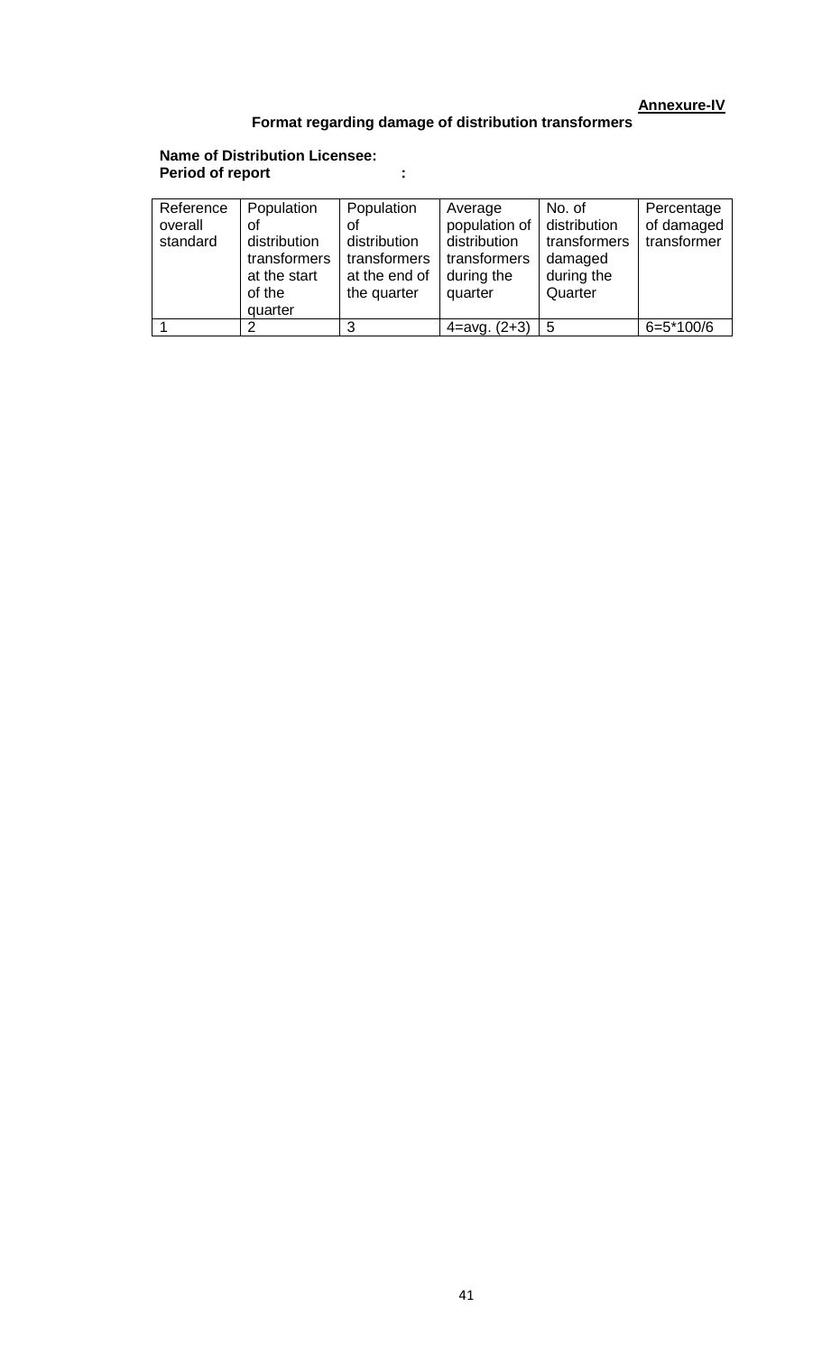**Annexure-IV**

**Format regarding damage of distribution transformers**

**Name of Distribution Licensee:**
**Period of report :**

| Reference overall standard | Population of distribution transformers at the start of the quarter | Population of distribution transformers at the end of the quarter | Average population of distribution transformers during the quarter | No. of distribution transformers damaged during the Quarter | Percentage of damaged transformer |
|---|---|---|---|---|---|
| 1 | 2 | 3 | 4=avg. (2+3) | 5 | 6=5*100/6 |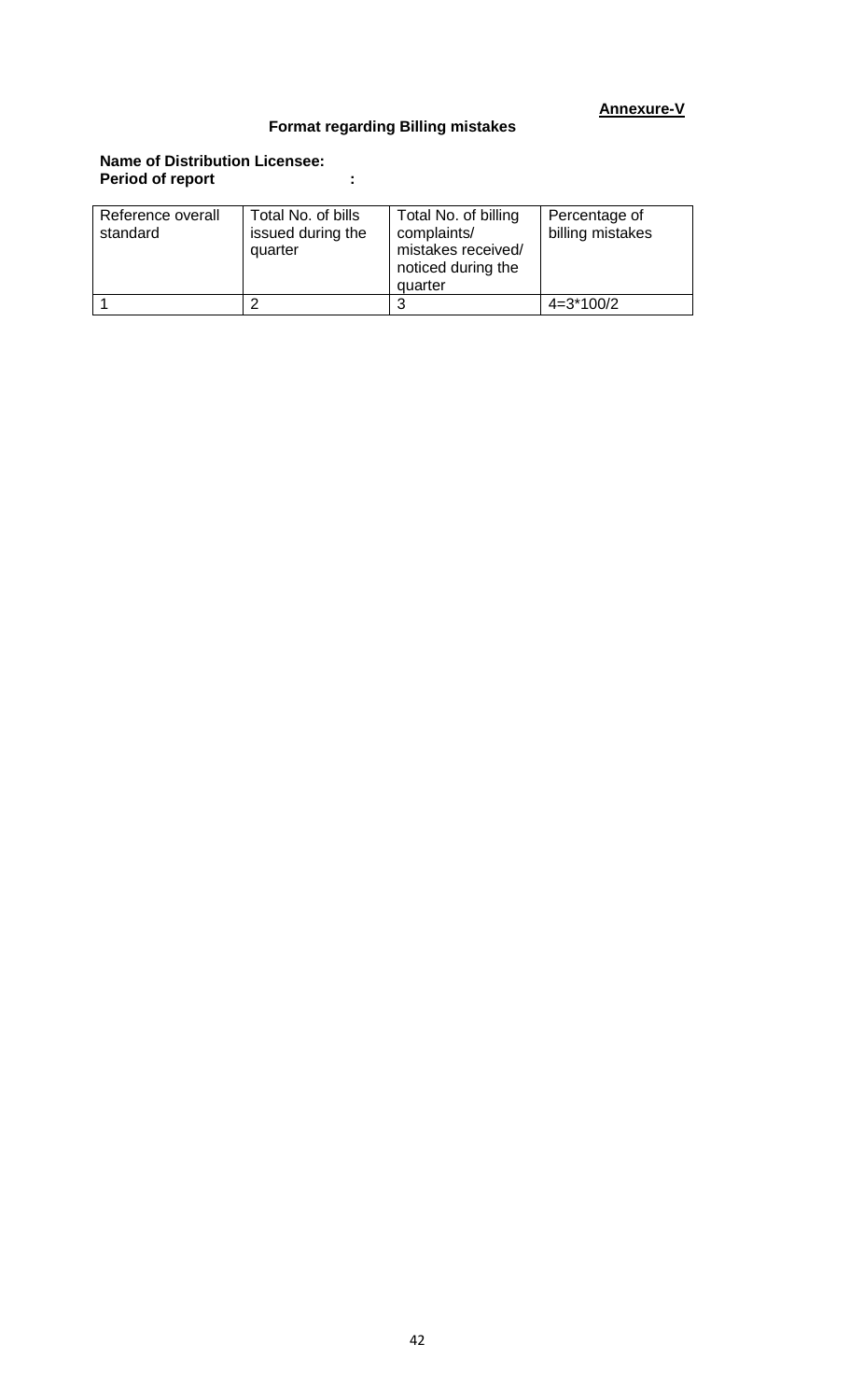**Annexure-V**

## Format regarding Billing mistakes

**Name of Distribution Licensee:**
**Period of report :**

| Reference overall standard | Total No. of bills issued during the quarter | Total No. of billing complaints/ mistakes received/ noticed during the quarter | Percentage of billing mistakes |
|---|---|---|---|
| 1 | 2 | 3 | 4=3*100/2 |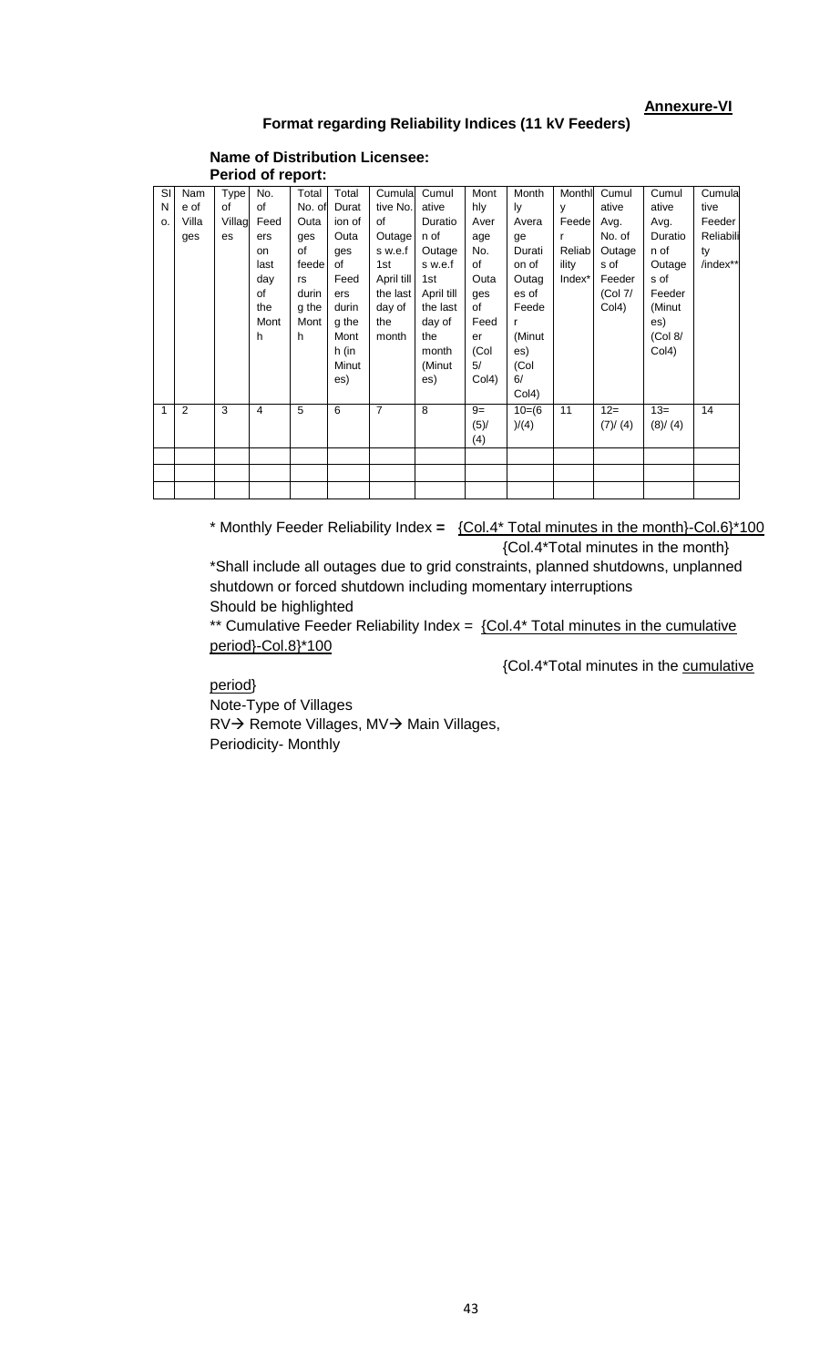**Annexure-VI**

**Format regarding Reliability Indices (11 kV Feeders)**

**Name of Distribution Licensee:**

**Period of report:**

| Sl No. | Name of Villages | Type of Villages | No. of Feeders on last day of the Month | Total No. of Outages of feeders during the Month | Total Duration of Outages of Feeders during the Month (in Minutes) | Cumulative No. of Outages s w.e.f 1st April till the last day of the month | Cumulative Duration of Outages s w.e.f 1st April till the last day of the month (Minutes) | Monthly Average No. of Outages of Feeder (Col 5/ Col4) | Monthly Average Duration of Outages of Feeder (Minutes) (Col 6/ Col4) | Monthly Feeder Reliability Index* | Cumulative Avg. No. of Outages of Feeder (Col 7/ Col4) | Cumulative Avg. Duration of Outages of Feeder (Minutes) (Col 8/ Col4) | Cumulative Feeder Reliability /index** |
|---|---|---|---|---|---|---|---|---|---|---|---|---|---|
| 1 | 2 | 3 | 4 | 5 | 6 | 7 | 8 | 9= (5)/ (4) | 10=(6)/(4) | 11 | 12= (7)/ (4) | 13= (8)/ (4) | 14 |
| | | | | | | | | | | | | | |
| | | | | | | | | | | | | | |
| | | | | | | | | | | | | | |

\* Monthly Feeder Reliability Index = $\frac{\{\text{Col.4* Total minutes in the month}\}-\text{Col.6}\}*100}{\{\text{Col.4*Total minutes in the month}\}}$

*Shall include all outages due to grid constraints, planned shutdowns, unplanned shutdown or forced shutdown including momentary interruptions

Should be highlighted

** Cumulative Feeder Reliability Index = $\frac{\{\text{Col.4* Total minutes in the cumulative period}\}-\text{Col.8}\}*100}{\{\text{Col.4*Total minutes in the cumulative period}\}}$

Note-Type of Villages

RV→ Remote Villages, MV→ Main Villages,

Periodicity- Monthly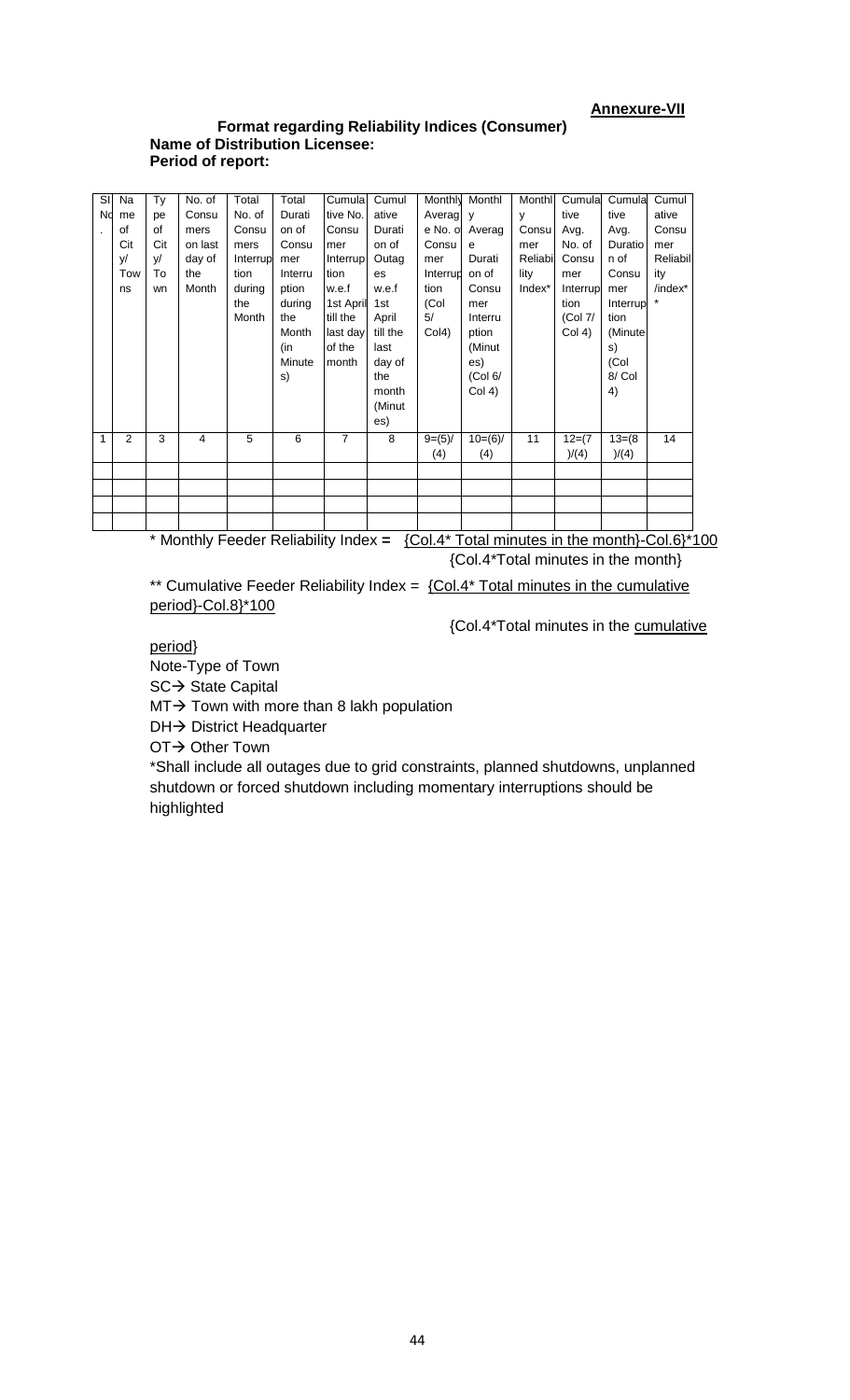**Annexure-VII**

**Format regarding Reliability Indices (Consumer)**
**Name of Distribution Licensee:**
**Period of report:**

| Sl No. | Name of City/ Towns | Type of City/ Town | No. of Consumers on last day of the Month | Total No. of Consumers Interruption during the Month | Total Duration of Consumer Interruption during the Month (in Minutes) | Cumulative No. Consumer Interruption w.e.f 1st April till the last day of the month | Cumulative Duration of Outages w.e.f 1st April till the last day of the month (Minutes) | Monthly Average No. of Consumer Interruption (Col 5/ Col4) | Monthly Average Duration of Consumer Interruption (Minutes) (Col 6/ Col 4) | Monthly Consumer Reliability Index* | Cumulative Avg. No. of Consumer Interruption (Col 7/ Col 4) | Cumulative Avg. Duration of Consumer Interruption (Minutes) (Col 8/ Col 4) | Cumulative Consumer Reliability /index** |
|---|---|---|---|---|---|---|---|---|---|---|---|---|---|
| 1 | 2 | 3 | 4 | 5 | 6 | 7 | 8 | 9=(5)/(4) | 10=(6)/(4) | 11 | 12=(7)/(4) | 13=(8)/(4) | 14 |
| | | | | | | | | | | | | | |
| | | | | | | | | | | | | | |
| | | | | | | | | | | | | | |
| | | | | | | | | | | | | | |

$$* \text{ Monthly Feeder Reliability Index} = \frac{\{\text{Col.4* Total minutes in the month}\}\text{-Col.6}\}*100}{\{\text{Col.4*Total minutes in the month}\}}$$

$$** \text{ Cumulative Feeder Reliability Index} = \frac{\{\text{Col.4* Total minutes in the cumulative period}\}\text{-Col.8}\}*100}{\{\text{Col.4*Total minutes in the cumulative period}\}}$$

Note-Type of Town

SC→ State Capital

MT→ Town with more than 8 lakh population

DH→ District Headquarter

OT→ Other Town

*Shall include all outages due to grid constraints, planned shutdowns, unplanned shutdown or forced shutdown including momentary interruptions should be highlighted